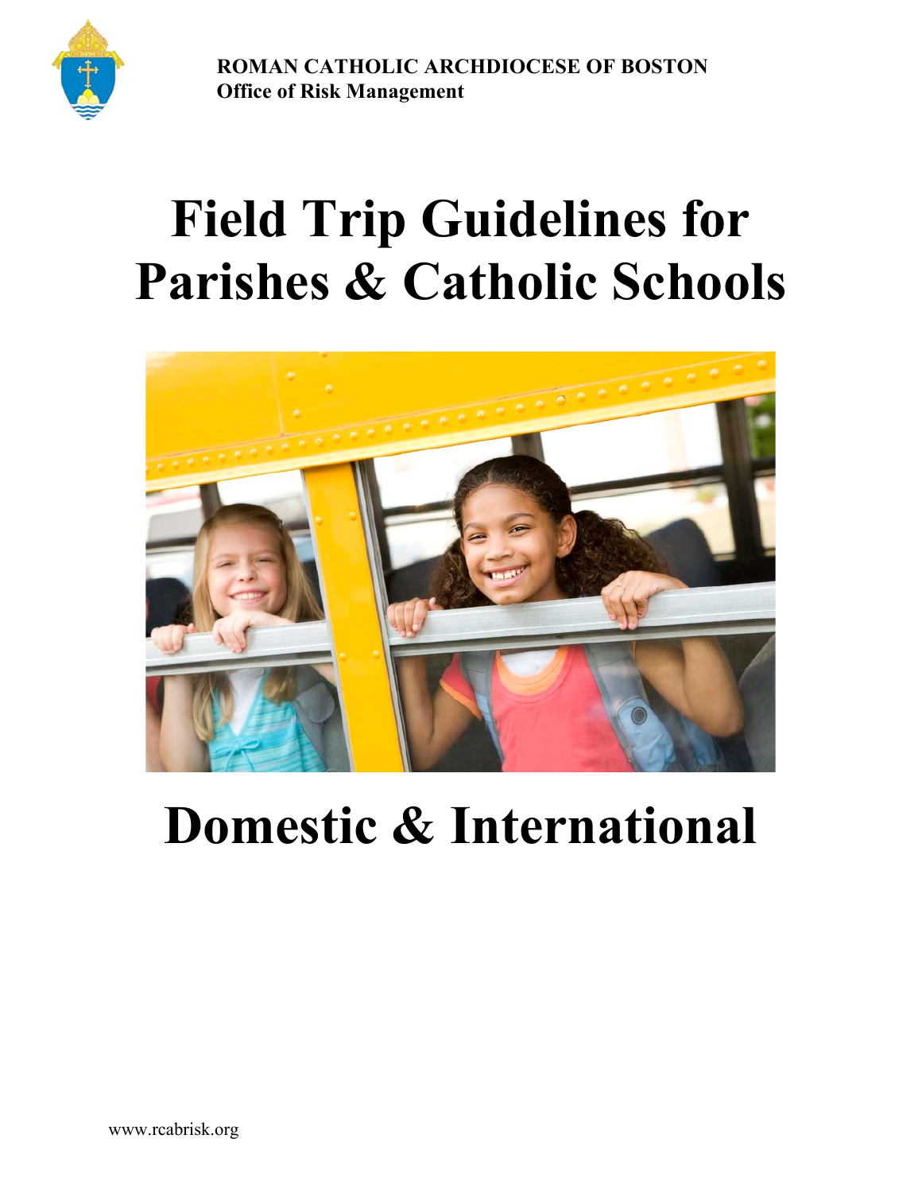**ROMAN CATHOLIC ARCHDIOCESE OF BOSTON**
**Office of Risk Management**

# Field Trip Guidelines for Parishes & Catholic Schools

# Domestic & International

www.rcabrisk.org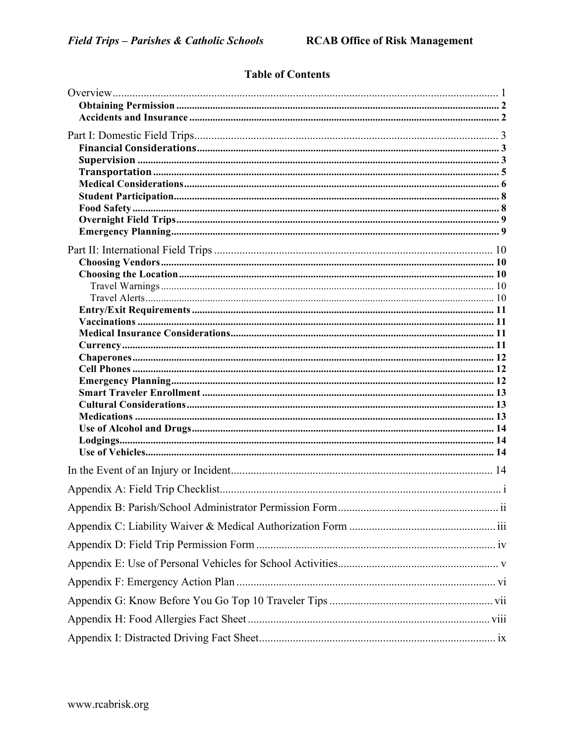## Table of Contents

Overview ..... 1
- **Obtaining Permission** ..... 2
- **Accidents and Insurance** ..... 2

Part I: Domestic Field Trips ..... 3
- **Financial Considerations** ..... 3
- **Supervision** ..... 3
- **Transportation** ..... 5
- **Medical Considerations** ..... 6
- **Student Participation** ..... 8
- **Food Safety** ..... 8
- **Overnight Field Trips** ..... 9
- **Emergency Planning** ..... 9

Part II: International Field Trips ..... 10
- **Choosing Vendors** ..... 10
- **Choosing the Location** ..... 10
  - Travel Warnings ..... 10
  - Travel Alerts ..... 10
- **Entry/Exit Requirements** ..... 11
- **Vaccinations** ..... 11
- **Medical Insurance Considerations** ..... 11
- **Currency** ..... 11
- **Chaperones** ..... 12
- **Cell Phones** ..... 12
- **Emergency Planning** ..... 12
- **Smart Traveler Enrollment** ..... 13
- **Cultural Considerations** ..... 13
- **Medications** ..... 13
- **Use of Alcohol and Drugs** ..... 14
- **Lodgings** ..... 14
- **Use of Vehicles** ..... 14

In the Event of an Injury or Incident ..... 14

Appendix A: Field Trip Checklist ..... i

Appendix B: Parish/School Administrator Permission Form ..... ii

Appendix C: Liability Waiver & Medical Authorization Form ..... iii

Appendix D: Field Trip Permission Form ..... iv

Appendix E: Use of Personal Vehicles for School Activities ..... v

Appendix F: Emergency Action Plan ..... vi

Appendix G: Know Before You Go Top 10 Traveler Tips ..... vii

Appendix H: Food Allergies Fact Sheet ..... viii

Appendix I: Distracted Driving Fact Sheet ..... ix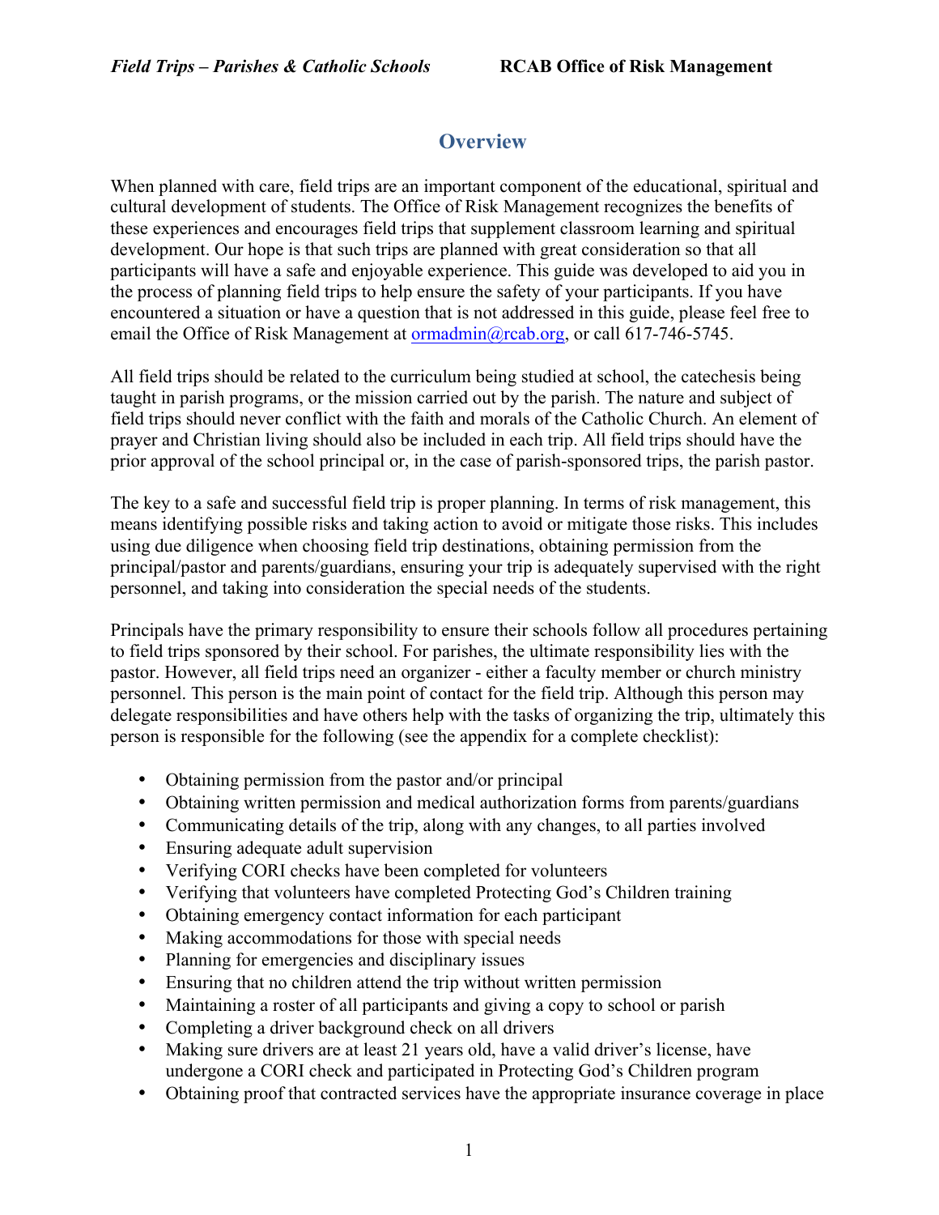## Overview

When planned with care, field trips are an important component of the educational, spiritual and cultural development of students. The Office of Risk Management recognizes the benefits of these experiences and encourages field trips that supplement classroom learning and spiritual development. Our hope is that such trips are planned with great consideration so that all participants will have a safe and enjoyable experience. This guide was developed to aid you in the process of planning field trips to help ensure the safety of your participants. If you have encountered a situation or have a question that is not addressed in this guide, please feel free to email the Office of Risk Management at ormadmin@rcab.org, or call 617-746-5745.

All field trips should be related to the curriculum being studied at school, the catechesis being taught in parish programs, or the mission carried out by the parish. The nature and subject of field trips should never conflict with the faith and morals of the Catholic Church. An element of prayer and Christian living should also be included in each trip. All field trips should have the prior approval of the school principal or, in the case of parish-sponsored trips, the parish pastor.

The key to a safe and successful field trip is proper planning. In terms of risk management, this means identifying possible risks and taking action to avoid or mitigate those risks. This includes using due diligence when choosing field trip destinations, obtaining permission from the principal/pastor and parents/guardians, ensuring your trip is adequately supervised with the right personnel, and taking into consideration the special needs of the students.

Principals have the primary responsibility to ensure their schools follow all procedures pertaining to field trips sponsored by their school. For parishes, the ultimate responsibility lies with the pastor. However, all field trips need an organizer - either a faculty member or church ministry personnel. This person is the main point of contact for the field trip. Although this person may delegate responsibilities and have others help with the tasks of organizing the trip, ultimately this person is responsible for the following (see the appendix for a complete checklist):

- Obtaining permission from the pastor and/or principal
- Obtaining written permission and medical authorization forms from parents/guardians
- Communicating details of the trip, along with any changes, to all parties involved
- Ensuring adequate adult supervision
- Verifying CORI checks have been completed for volunteers
- Verifying that volunteers have completed Protecting God's Children training
- Obtaining emergency contact information for each participant
- Making accommodations for those with special needs
- Planning for emergencies and disciplinary issues
- Ensuring that no children attend the trip without written permission
- Maintaining a roster of all participants and giving a copy to school or parish
- Completing a driver background check on all drivers
- Making sure drivers are at least 21 years old, have a valid driver's license, have undergone a CORI check and participated in Protecting God's Children program
- Obtaining proof that contracted services have the appropriate insurance coverage in place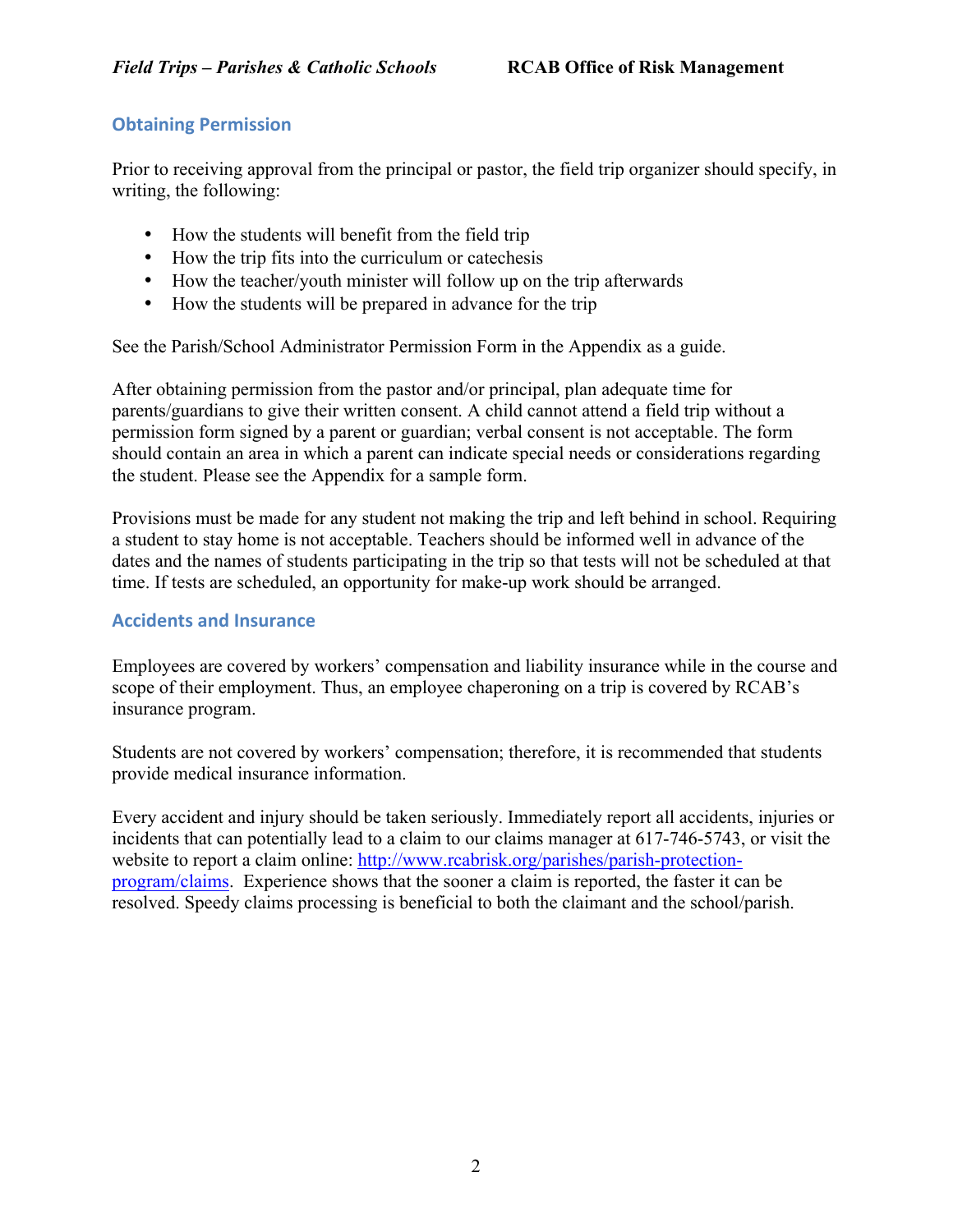## Obtaining Permission

Prior to receiving approval from the principal or pastor, the field trip organizer should specify, in writing, the following:

- How the students will benefit from the field trip
- How the trip fits into the curriculum or catechesis
- How the teacher/youth minister will follow up on the trip afterwards
- How the students will be prepared in advance for the trip

See the Parish/School Administrator Permission Form in the Appendix as a guide.

After obtaining permission from the pastor and/or principal, plan adequate time for parents/guardians to give their written consent. A child cannot attend a field trip without a permission form signed by a parent or guardian; verbal consent is not acceptable. The form should contain an area in which a parent can indicate special needs or considerations regarding the student. Please see the Appendix for a sample form.

Provisions must be made for any student not making the trip and left behind in school. Requiring a student to stay home is not acceptable. Teachers should be informed well in advance of the dates and the names of students participating in the trip so that tests will not be scheduled at that time. If tests are scheduled, an opportunity for make-up work should be arranged.

## Accidents and Insurance

Employees are covered by workers' compensation and liability insurance while in the course and scope of their employment. Thus, an employee chaperoning on a trip is covered by RCAB's insurance program.

Students are not covered by workers' compensation; therefore, it is recommended that students provide medical insurance information.

Every accident and injury should be taken seriously. Immediately report all accidents, injuries or incidents that can potentially lead to a claim to our claims manager at 617-746-5743, or visit the website to report a claim online: [http://www.rcabrisk.org/parishes/parish-protection-program/claims](http://www.rcabrisk.org/parishes/parish-protection-program/claims). Experience shows that the sooner a claim is reported, the faster it can be resolved. Speedy claims processing is beneficial to both the claimant and the school/parish.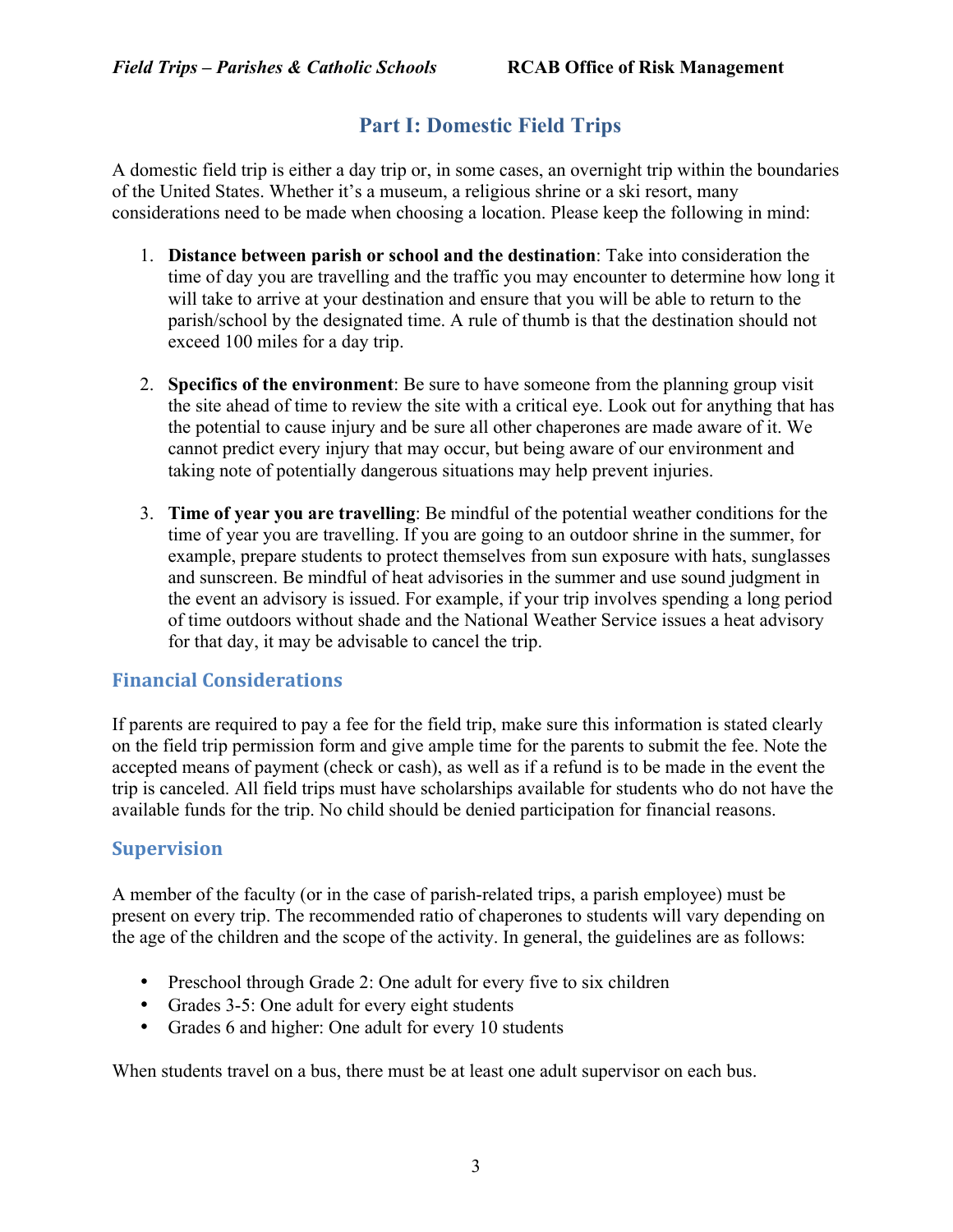# Part I: Domestic Field Trips

A domestic field trip is either a day trip or, in some cases, an overnight trip within the boundaries of the United States. Whether it's a museum, a religious shrine or a ski resort, many considerations need to be made when choosing a location. Please keep the following in mind:

1. **Distance between parish or school and the destination**: Take into consideration the time of day you are travelling and the traffic you may encounter to determine how long it will take to arrive at your destination and ensure that you will be able to return to the parish/school by the designated time. A rule of thumb is that the destination should not exceed 100 miles for a day trip.

2. **Specifics of the environment**: Be sure to have someone from the planning group visit the site ahead of time to review the site with a critical eye. Look out for anything that has the potential to cause injury and be sure all other chaperones are made aware of it. We cannot predict every injury that may occur, but being aware of our environment and taking note of potentially dangerous situations may help prevent injuries.

3. **Time of year you are travelling**: Be mindful of the potential weather conditions for the time of year you are travelling. If you are going to an outdoor shrine in the summer, for example, prepare students to protect themselves from sun exposure with hats, sunglasses and sunscreen. Be mindful of heat advisories in the summer and use sound judgment in the event an advisory is issued. For example, if your trip involves spending a long period of time outdoors without shade and the National Weather Service issues a heat advisory for that day, it may be advisable to cancel the trip.

## Financial Considerations

If parents are required to pay a fee for the field trip, make sure this information is stated clearly on the field trip permission form and give ample time for the parents to submit the fee. Note the accepted means of payment (check or cash), as well as if a refund is to be made in the event the trip is canceled. All field trips must have scholarships available for students who do not have the available funds for the trip. No child should be denied participation for financial reasons.

## Supervision

A member of the faculty (or in the case of parish-related trips, a parish employee) must be present on every trip. The recommended ratio of chaperones to students will vary depending on the age of the children and the scope of the activity. In general, the guidelines are as follows:

- Preschool through Grade 2: One adult for every five to six children
- Grades 3-5: One adult for every eight students
- Grades 6 and higher: One adult for every 10 students

When students travel on a bus, there must be at least one adult supervisor on each bus.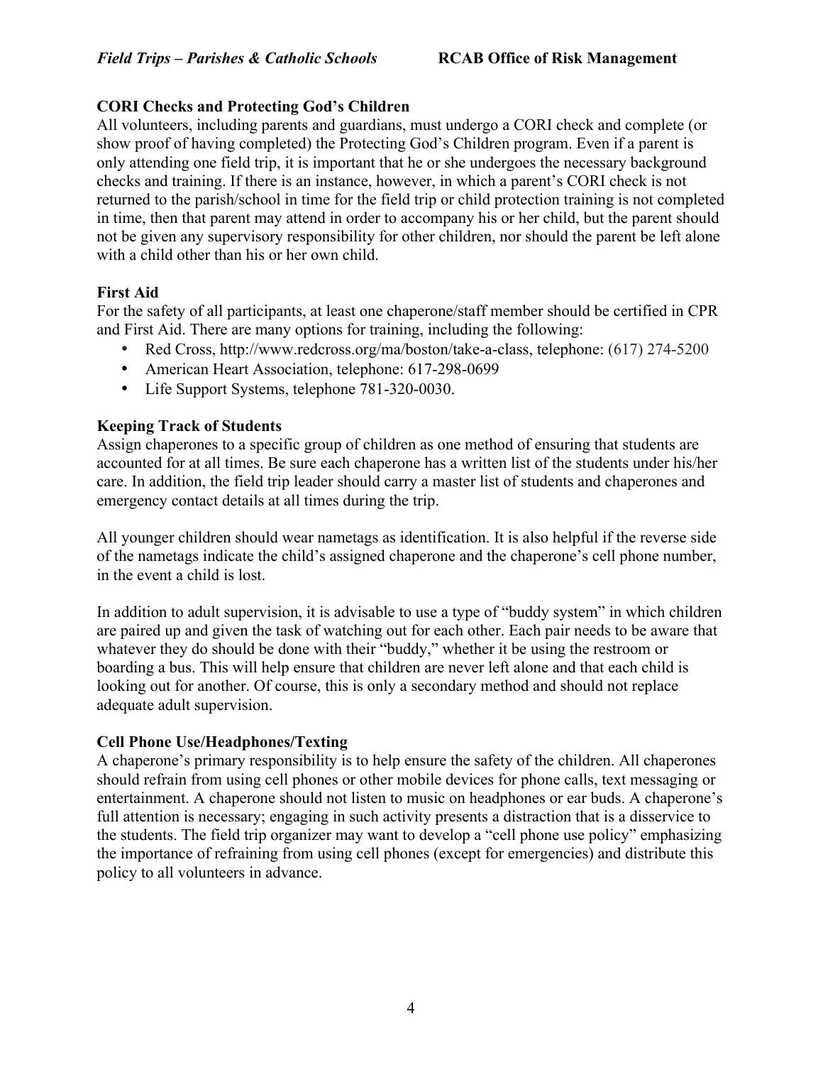**CORI Checks and Protecting God's Children**

All volunteers, including parents and guardians, must undergo a CORI check and complete (or show proof of having completed) the Protecting God's Children program. Even if a parent is only attending one field trip, it is important that he or she undergoes the necessary background checks and training. If there is an instance, however, in which a parent's CORI check is not returned to the parish/school in time for the field trip or child protection training is not completed in time, then that parent may attend in order to accompany his or her child, but the parent should not be given any supervisory responsibility for other children, nor should the parent be left alone with a child other than his or her own child.

**First Aid**

For the safety of all participants, at least one chaperone/staff member should be certified in CPR and First Aid. There are many options for training, including the following:

- Red Cross, http://www.redcross.org/ma/boston/take-a-class, telephone: (617) 274-5200
- American Heart Association, telephone: 617-298-0699
- Life Support Systems, telephone 781-320-0030.

**Keeping Track of Students**

Assign chaperones to a specific group of children as one method of ensuring that students are accounted for at all times. Be sure each chaperone has a written list of the students under his/her care. In addition, the field trip leader should carry a master list of students and chaperones and emergency contact details at all times during the trip.

All younger children should wear nametags as identification. It is also helpful if the reverse side of the nametags indicate the child's assigned chaperone and the chaperone's cell phone number, in the event a child is lost.

In addition to adult supervision, it is advisable to use a type of "buddy system" in which children are paired up and given the task of watching out for each other. Each pair needs to be aware that whatever they do should be done with their "buddy," whether it be using the restroom or boarding a bus. This will help ensure that children are never left alone and that each child is looking out for another. Of course, this is only a secondary method and should not replace adequate adult supervision.

**Cell Phone Use/Headphones/Texting**

A chaperone's primary responsibility is to help ensure the safety of the children. All chaperones should refrain from using cell phones or other mobile devices for phone calls, text messaging or entertainment. A chaperone should not listen to music on headphones or ear buds. A chaperone's full attention is necessary; engaging in such activity presents a distraction that is a disservice to the students. The field trip organizer may want to develop a "cell phone use policy" emphasizing the importance of refraining from using cell phones (except for emergencies) and distribute this policy to all volunteers in advance.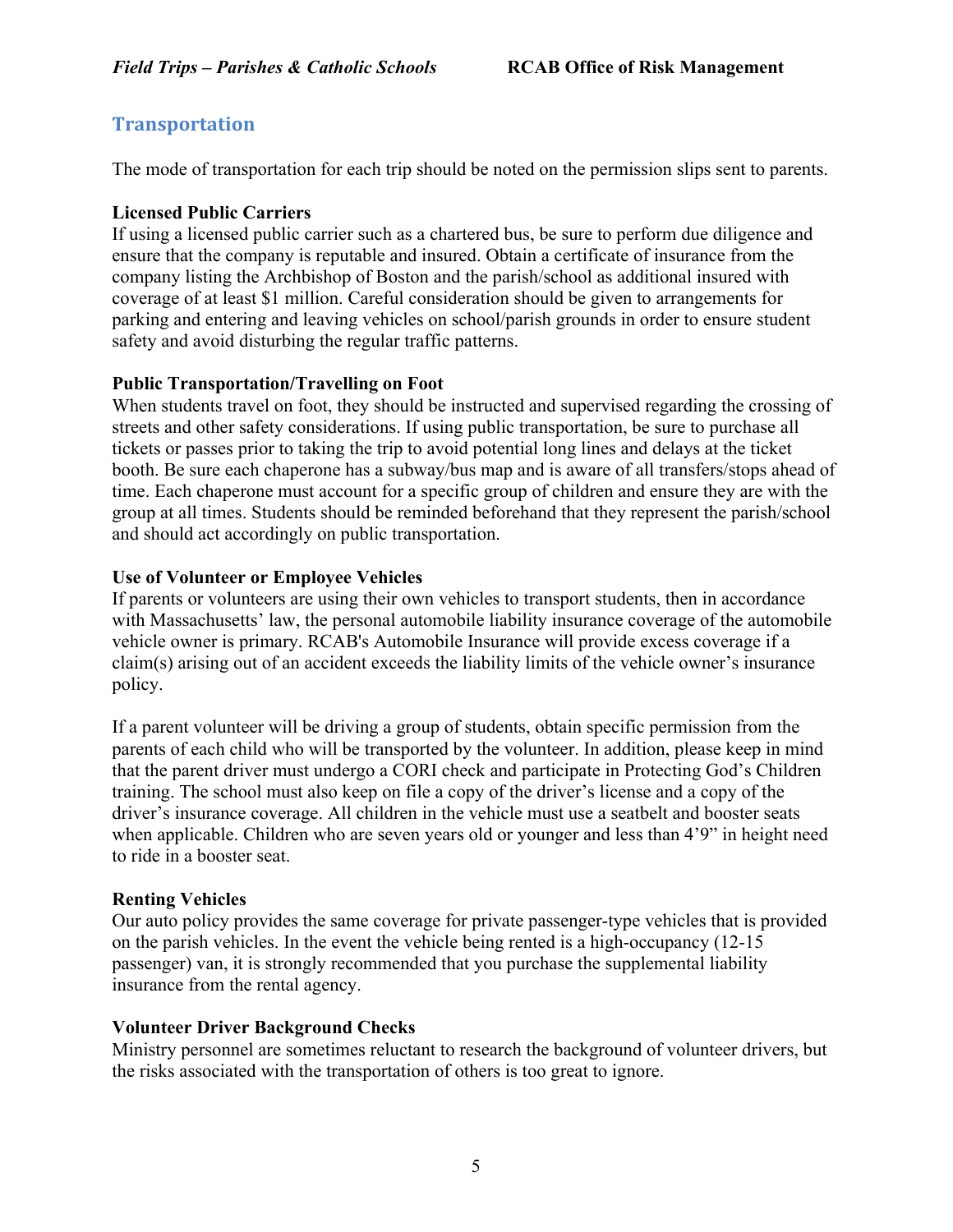## Transportation

The mode of transportation for each trip should be noted on the permission slips sent to parents.

**Licensed Public Carriers**
If using a licensed public carrier such as a chartered bus, be sure to perform due diligence and ensure that the company is reputable and insured. Obtain a certificate of insurance from the company listing the Archbishop of Boston and the parish/school as additional insured with coverage of at least $1 million. Careful consideration should be given to arrangements for parking and entering and leaving vehicles on school/parish grounds in order to ensure student safety and avoid disturbing the regular traffic patterns.

**Public Transportation/Travelling on Foot**
When students travel on foot, they should be instructed and supervised regarding the crossing of streets and other safety considerations. If using public transportation, be sure to purchase all tickets or passes prior to taking the trip to avoid potential long lines and delays at the ticket booth. Be sure each chaperone has a subway/bus map and is aware of all transfers/stops ahead of time. Each chaperone must account for a specific group of children and ensure they are with the group at all times. Students should be reminded beforehand that they represent the parish/school and should act accordingly on public transportation.

**Use of Volunteer or Employee Vehicles**
If parents or volunteers are using their own vehicles to transport students, then in accordance with Massachusetts' law, the personal automobile liability insurance coverage of the automobile vehicle owner is primary. RCAB's Automobile Insurance will provide excess coverage if a claim(s) arising out of an accident exceeds the liability limits of the vehicle owner's insurance policy.

If a parent volunteer will be driving a group of students, obtain specific permission from the parents of each child who will be transported by the volunteer. In addition, please keep in mind that the parent driver must undergo a CORI check and participate in Protecting God's Children training. The school must also keep on file a copy of the driver's license and a copy of the driver's insurance coverage. All children in the vehicle must use a seatbelt and booster seats when applicable. Children who are seven years old or younger and less than 4'9" in height need to ride in a booster seat.

**Renting Vehicles**
Our auto policy provides the same coverage for private passenger-type vehicles that is provided on the parish vehicles. In the event the vehicle being rented is a high-occupancy (12-15 passenger) van, it is strongly recommended that you purchase the supplemental liability insurance from the rental agency.

**Volunteer Driver Background Checks**
Ministry personnel are sometimes reluctant to research the background of volunteer drivers, but the risks associated with the transportation of others is too great to ignore.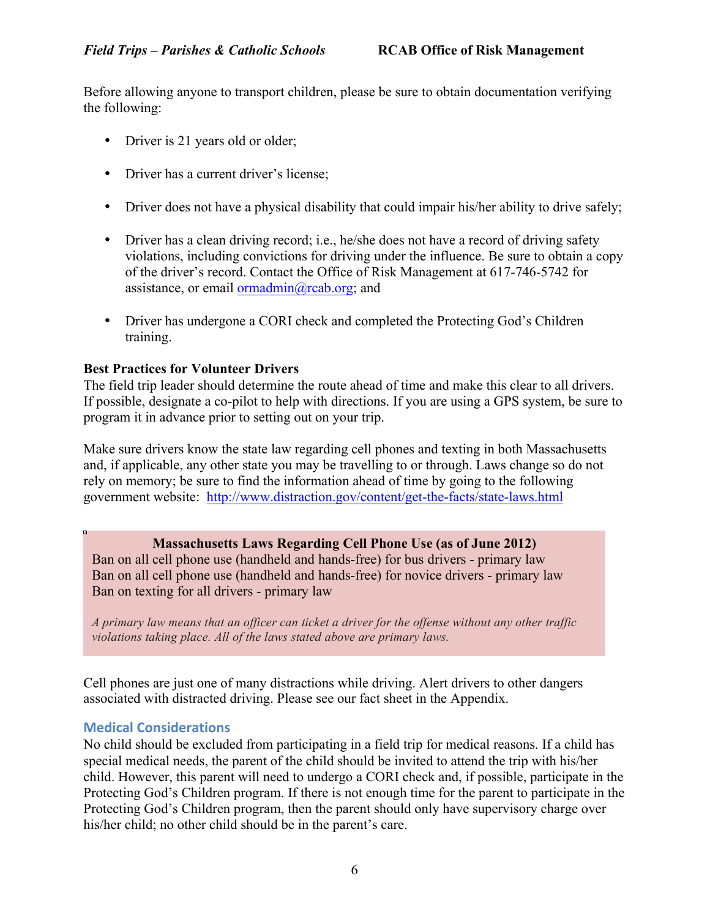Before allowing anyone to transport children, please be sure to obtain documentation verifying the following:

- Driver is 21 years old or older;
- Driver has a current driver's license;
- Driver does not have a physical disability that could impair his/her ability to drive safely;
- Driver has a clean driving record; i.e., he/she does not have a record of driving safety violations, including convictions for driving under the influence. Be sure to obtain a copy of the driver's record. Contact the Office of Risk Management at 617-746-5742 for assistance, or email ormadmin@rcab.org; and
- Driver has undergone a CORI check and completed the Protecting God's Children training.

**Best Practices for Volunteer Drivers**

The field trip leader should determine the route ahead of time and make this clear to all drivers. If possible, designate a co-pilot to help with directions. If you are using a GPS system, be sure to program it in advance prior to setting out on your trip.

Make sure drivers know the state law regarding cell phones and texting in both Massachusetts and, if applicable, any other state you may be travelling to or through. Laws change so do not rely on memory; be sure to find the information ahead of time by going to the following government website: http://www.distraction.gov/content/get-the-facts/state-laws.html

**Massachusetts Laws Regarding Cell Phone Use (as of June 2012)**

Ban on all cell phone use (handheld and hands-free) for bus drivers - primary law
Ban on all cell phone use (handheld and hands-free) for novice drivers - primary law
Ban on texting for all drivers - primary law

*A primary law means that an officer can ticket a driver for the offense without any other traffic violations taking place. All of the laws stated above are primary laws.*

Cell phones are just one of many distractions while driving. Alert drivers to other dangers associated with distracted driving. Please see our fact sheet in the Appendix.

## Medical Considerations

No child should be excluded from participating in a field trip for medical reasons. If a child has special medical needs, the parent of the child should be invited to attend the trip with his/her child. However, this parent will need to undergo a CORI check and, if possible, participate in the Protecting God's Children program. If there is not enough time for the parent to participate in the Protecting God's Children program, then the parent should only have supervisory charge over his/her child; no other child should be in the parent's care.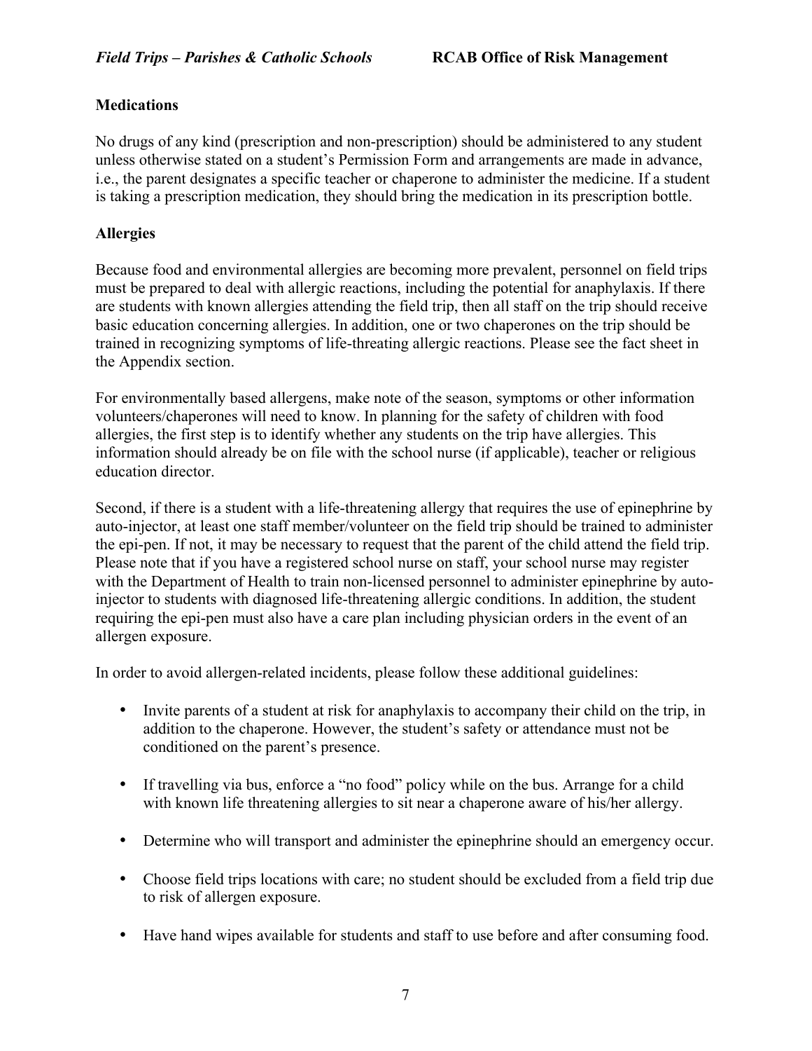## Medications

No drugs of any kind (prescription and non-prescription) should be administered to any student unless otherwise stated on a student's Permission Form and arrangements are made in advance, i.e., the parent designates a specific teacher or chaperone to administer the medicine. If a student is taking a prescription medication, they should bring the medication in its prescription bottle.

## Allergies

Because food and environmental allergies are becoming more prevalent, personnel on field trips must be prepared to deal with allergic reactions, including the potential for anaphylaxis. If there are students with known allergies attending the field trip, then all staff on the trip should receive basic education concerning allergies. In addition, one or two chaperones on the trip should be trained in recognizing symptoms of life-threating allergic reactions. Please see the fact sheet in the Appendix section.

For environmentally based allergens, make note of the season, symptoms or other information volunteers/chaperones will need to know. In planning for the safety of children with food allergies, the first step is to identify whether any students on the trip have allergies. This information should already be on file with the school nurse (if applicable), teacher or religious education director.

Second, if there is a student with a life-threatening allergy that requires the use of epinephrine by auto-injector, at least one staff member/volunteer on the field trip should be trained to administer the epi-pen. If not, it may be necessary to request that the parent of the child attend the field trip. Please note that if you have a registered school nurse on staff, your school nurse may register with the Department of Health to train non-licensed personnel to administer epinephrine by auto-injector to students with diagnosed life-threatening allergic conditions. In addition, the student requiring the epi-pen must also have a care plan including physician orders in the event of an allergen exposure.

In order to avoid allergen-related incidents, please follow these additional guidelines:

- Invite parents of a student at risk for anaphylaxis to accompany their child on the trip, in addition to the chaperone. However, the student's safety or attendance must not be conditioned on the parent's presence.
- If travelling via bus, enforce a "no food" policy while on the bus. Arrange for a child with known life threatening allergies to sit near a chaperone aware of his/her allergy.
- Determine who will transport and administer the epinephrine should an emergency occur.
- Choose field trips locations with care; no student should be excluded from a field trip due to risk of allergen exposure.
- Have hand wipes available for students and staff to use before and after consuming food.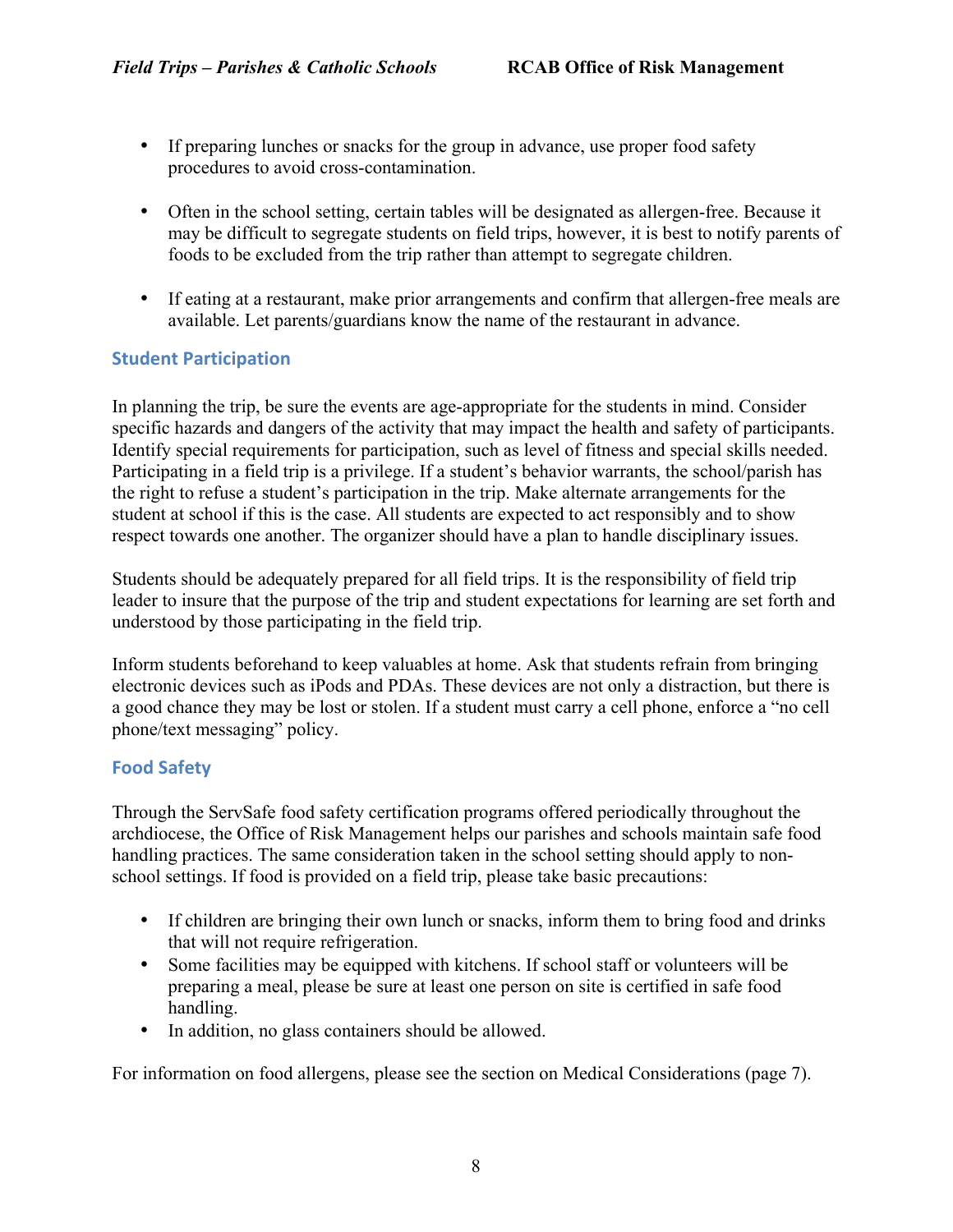- If preparing lunches or snacks for the group in advance, use proper food safety procedures to avoid cross-contamination.

- Often in the school setting, certain tables will be designated as allergen-free. Because it may be difficult to segregate students on field trips, however, it is best to notify parents of foods to be excluded from the trip rather than attempt to segregate children.

- If eating at a restaurant, make prior arrangements and confirm that allergen-free meals are available. Let parents/guardians know the name of the restaurant in advance.

## Student Participation

In planning the trip, be sure the events are age-appropriate for the students in mind. Consider specific hazards and dangers of the activity that may impact the health and safety of participants. Identify special requirements for participation, such as level of fitness and special skills needed. Participating in a field trip is a privilege. If a student's behavior warrants, the school/parish has the right to refuse a student's participation in the trip. Make alternate arrangements for the student at school if this is the case. All students are expected to act responsibly and to show respect towards one another. The organizer should have a plan to handle disciplinary issues.

Students should be adequately prepared for all field trips. It is the responsibility of field trip leader to insure that the purpose of the trip and student expectations for learning are set forth and understood by those participating in the field trip.

Inform students beforehand to keep valuables at home. Ask that students refrain from bringing electronic devices such as iPods and PDAs. These devices are not only a distraction, but there is a good chance they may be lost or stolen. If a student must carry a cell phone, enforce a "no cell phone/text messaging" policy.

## Food Safety

Through the ServSafe food safety certification programs offered periodically throughout the archdiocese, the Office of Risk Management helps our parishes and schools maintain safe food handling practices. The same consideration taken in the school setting should apply to non-school settings. If food is provided on a field trip, please take basic precautions:

- If children are bringing their own lunch or snacks, inform them to bring food and drinks that will not require refrigeration.
- Some facilities may be equipped with kitchens. If school staff or volunteers will be preparing a meal, please be sure at least one person on site is certified in safe food handling.
- In addition, no glass containers should be allowed.

For information on food allergens, please see the section on Medical Considerations (page 7).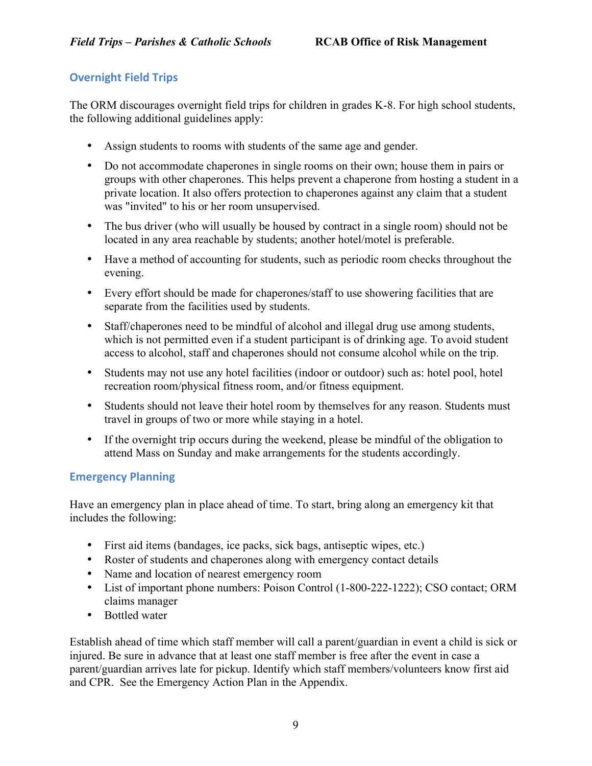## Overnight Field Trips

The ORM discourages overnight field trips for children in grades K-8. For high school students, the following additional guidelines apply:

- Assign students to rooms with students of the same age and gender.
- Do not accommodate chaperones in single rooms on their own; house them in pairs or groups with other chaperones. This helps prevent a chaperone from hosting a student in a private location. It also offers protection to chaperones against any claim that a student was "invited" to his or her room unsupervised.
- The bus driver (who will usually be housed by contract in a single room) should not be located in any area reachable by students; another hotel/motel is preferable.
- Have a method of accounting for students, such as periodic room checks throughout the evening.
- Every effort should be made for chaperones/staff to use showering facilities that are separate from the facilities used by students.
- Staff/chaperones need to be mindful of alcohol and illegal drug use among students, which is not permitted even if a student participant is of drinking age. To avoid student access to alcohol, staff and chaperones should not consume alcohol while on the trip.
- Students may not use any hotel facilities (indoor or outdoor) such as: hotel pool, hotel recreation room/physical fitness room, and/or fitness equipment.
- Students should not leave their hotel room by themselves for any reason. Students must travel in groups of two or more while staying in a hotel.
- If the overnight trip occurs during the weekend, please be mindful of the obligation to attend Mass on Sunday and make arrangements for the students accordingly.

## Emergency Planning

Have an emergency plan in place ahead of time. To start, bring along an emergency kit that includes the following:

- First aid items (bandages, ice packs, sick bags, antiseptic wipes, etc.)
- Roster of students and chaperones along with emergency contact details
- Name and location of nearest emergency room
- List of important phone numbers: Poison Control (1-800-222-1222); CSO contact; ORM claims manager
- Bottled water

Establish ahead of time which staff member will call a parent/guardian in event a child is sick or injured. Be sure in advance that at least one staff member is free after the event in case a parent/guardian arrives late for pickup. Identify which staff members/volunteers know first aid and CPR. See the Emergency Action Plan in the Appendix.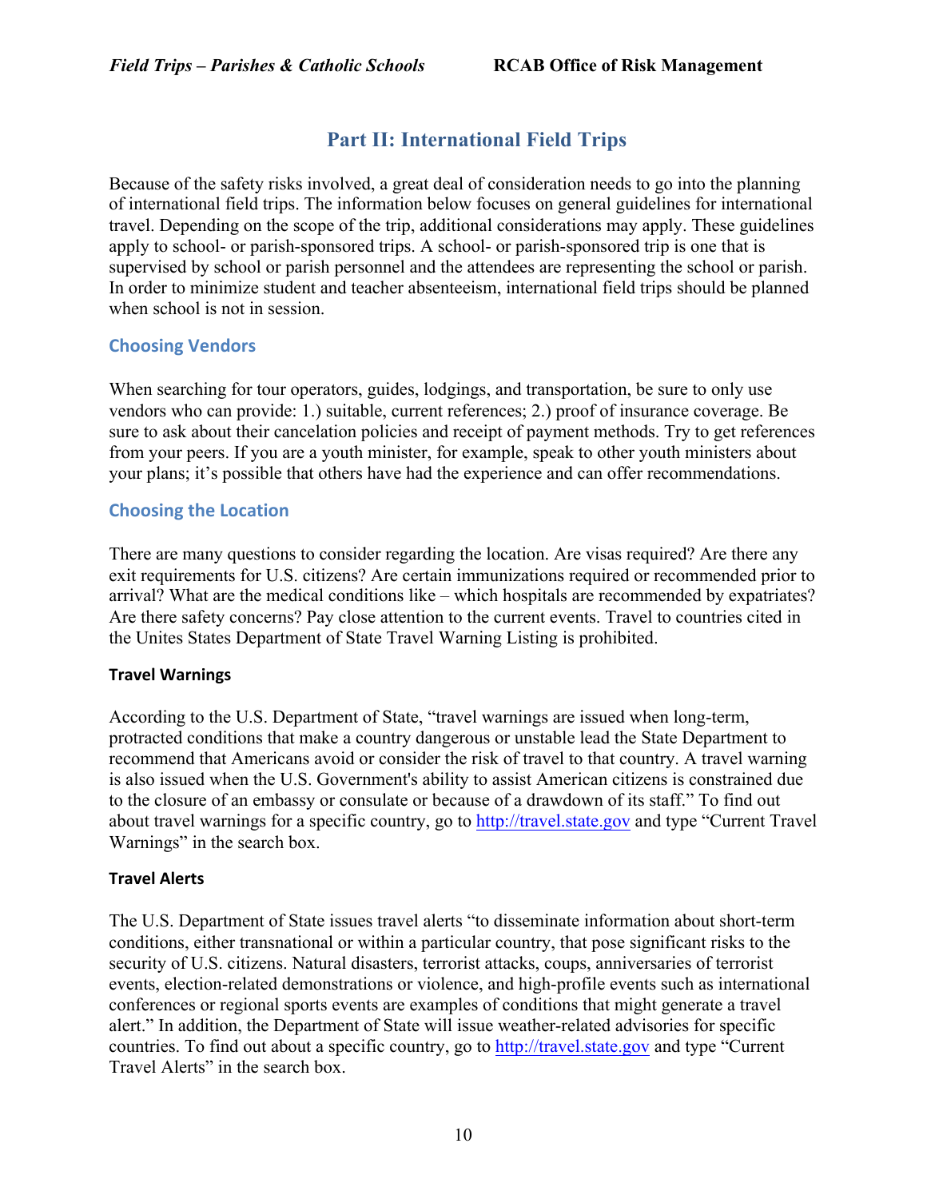## Part II: International Field Trips

Because of the safety risks involved, a great deal of consideration needs to go into the planning of international field trips. The information below focuses on general guidelines for international travel. Depending on the scope of the trip, additional considerations may apply. These guidelines apply to school- or parish-sponsored trips. A school- or parish-sponsored trip is one that is supervised by school or parish personnel and the attendees are representing the school or parish. In order to minimize student and teacher absenteeism, international field trips should be planned when school is not in session.

### Choosing Vendors

When searching for tour operators, guides, lodgings, and transportation, be sure to only use vendors who can provide: 1.) suitable, current references; 2.) proof of insurance coverage. Be sure to ask about their cancelation policies and receipt of payment methods. Try to get references from your peers. If you are a youth minister, for example, speak to other youth ministers about your plans; it's possible that others have had the experience and can offer recommendations.

### Choosing the Location

There are many questions to consider regarding the location. Are visas required? Are there any exit requirements for U.S. citizens? Are certain immunizations required or recommended prior to arrival? What are the medical conditions like – which hospitals are recommended by expatriates? Are there safety concerns? Pay close attention to the current events. Travel to countries cited in the Unites States Department of State Travel Warning Listing is prohibited.

#### Travel Warnings

According to the U.S. Department of State, "travel warnings are issued when long-term, protracted conditions that make a country dangerous or unstable lead the State Department to recommend that Americans avoid or consider the risk of travel to that country. A travel warning is also issued when the U.S. Government's ability to assist American citizens is constrained due to the closure of an embassy or consulate or because of a drawdown of its staff." To find out about travel warnings for a specific country, go to http://travel.state.gov and type "Current Travel Warnings" in the search box.

#### Travel Alerts

The U.S. Department of State issues travel alerts "to disseminate information about short-term conditions, either transnational or within a particular country, that pose significant risks to the security of U.S. citizens. Natural disasters, terrorist attacks, coups, anniversaries of terrorist events, election-related demonstrations or violence, and high-profile events such as international conferences or regional sports events are examples of conditions that might generate a travel alert." In addition, the Department of State will issue weather-related advisories for specific countries. To find out about a specific country, go to http://travel.state.gov and type "Current Travel Alerts" in the search box.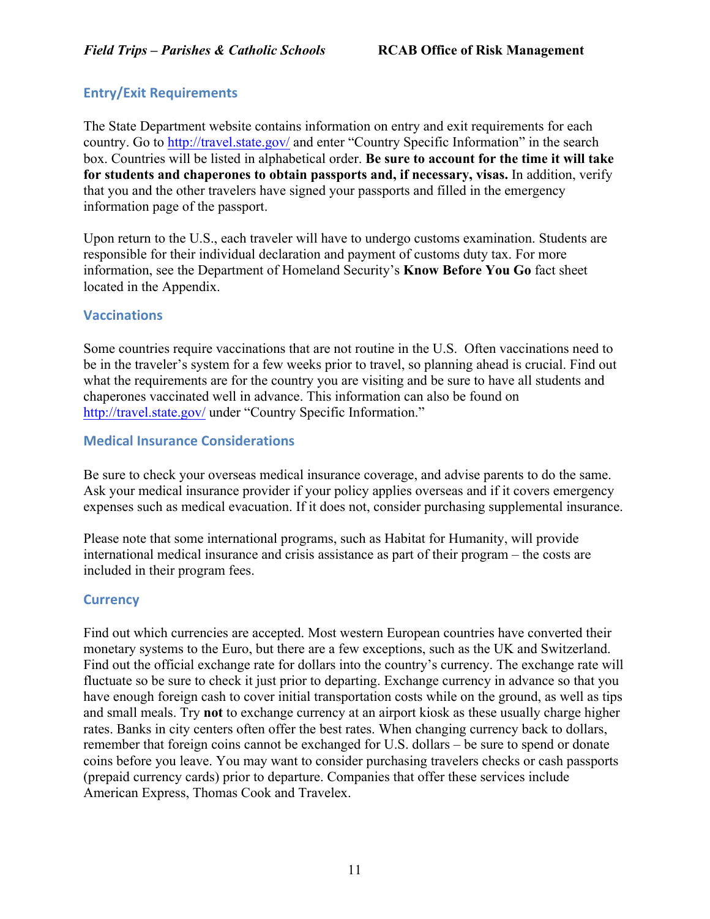## Entry/Exit Requirements

The State Department website contains information on entry and exit requirements for each country. Go to http://travel.state.gov/ and enter "Country Specific Information" in the search box. Countries will be listed in alphabetical order. **Be sure to account for the time it will take for students and chaperones to obtain passports and, if necessary, visas.** In addition, verify that you and the other travelers have signed your passports and filled in the emergency information page of the passport.

Upon return to the U.S., each traveler will have to undergo customs examination. Students are responsible for their individual declaration and payment of customs duty tax. For more information, see the Department of Homeland Security's **Know Before You Go** fact sheet located in the Appendix.

## Vaccinations

Some countries require vaccinations that are not routine in the U.S. Often vaccinations need to be in the traveler's system for a few weeks prior to travel, so planning ahead is crucial. Find out what the requirements are for the country you are visiting and be sure to have all students and chaperones vaccinated well in advance. This information can also be found on http://travel.state.gov/ under "Country Specific Information."

## Medical Insurance Considerations

Be sure to check your overseas medical insurance coverage, and advise parents to do the same. Ask your medical insurance provider if your policy applies overseas and if it covers emergency expenses such as medical evacuation. If it does not, consider purchasing supplemental insurance.

Please note that some international programs, such as Habitat for Humanity, will provide international medical insurance and crisis assistance as part of their program – the costs are included in their program fees.

## Currency

Find out which currencies are accepted. Most western European countries have converted their monetary systems to the Euro, but there are a few exceptions, such as the UK and Switzerland. Find out the official exchange rate for dollars into the country's currency. The exchange rate will fluctuate so be sure to check it just prior to departing. Exchange currency in advance so that you have enough foreign cash to cover initial transportation costs while on the ground, as well as tips and small meals. Try **not** to exchange currency at an airport kiosk as these usually charge higher rates. Banks in city centers often offer the best rates. When changing currency back to dollars, remember that foreign coins cannot be exchanged for U.S. dollars – be sure to spend or donate coins before you leave. You may want to consider purchasing travelers checks or cash passports (prepaid currency cards) prior to departure. Companies that offer these services include American Express, Thomas Cook and Travelex.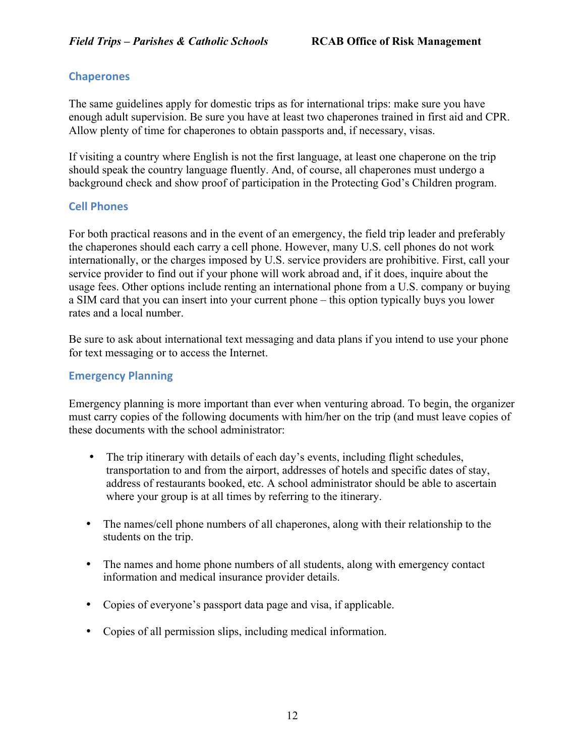## Chaperones

The same guidelines apply for domestic trips as for international trips: make sure you have enough adult supervision. Be sure you have at least two chaperones trained in first aid and CPR. Allow plenty of time for chaperones to obtain passports and, if necessary, visas.

If visiting a country where English is not the first language, at least one chaperone on the trip should speak the country language fluently. And, of course, all chaperones must undergo a background check and show proof of participation in the Protecting God's Children program.

## Cell Phones

For both practical reasons and in the event of an emergency, the field trip leader and preferably the chaperones should each carry a cell phone. However, many U.S. cell phones do not work internationally, or the charges imposed by U.S. service providers are prohibitive. First, call your service provider to find out if your phone will work abroad and, if it does, inquire about the usage fees. Other options include renting an international phone from a U.S. company or buying a SIM card that you can insert into your current phone – this option typically buys you lower rates and a local number.

Be sure to ask about international text messaging and data plans if you intend to use your phone for text messaging or to access the Internet.

## Emergency Planning

Emergency planning is more important than ever when venturing abroad. To begin, the organizer must carry copies of the following documents with him/her on the trip (and must leave copies of these documents with the school administrator:

- The trip itinerary with details of each day's events, including flight schedules, transportation to and from the airport, addresses of hotels and specific dates of stay, address of restaurants booked, etc. A school administrator should be able to ascertain where your group is at all times by referring to the itinerary.
- The names/cell phone numbers of all chaperones, along with their relationship to the students on the trip.
- The names and home phone numbers of all students, along with emergency contact information and medical insurance provider details.
- Copies of everyone's passport data page and visa, if applicable.
- Copies of all permission slips, including medical information.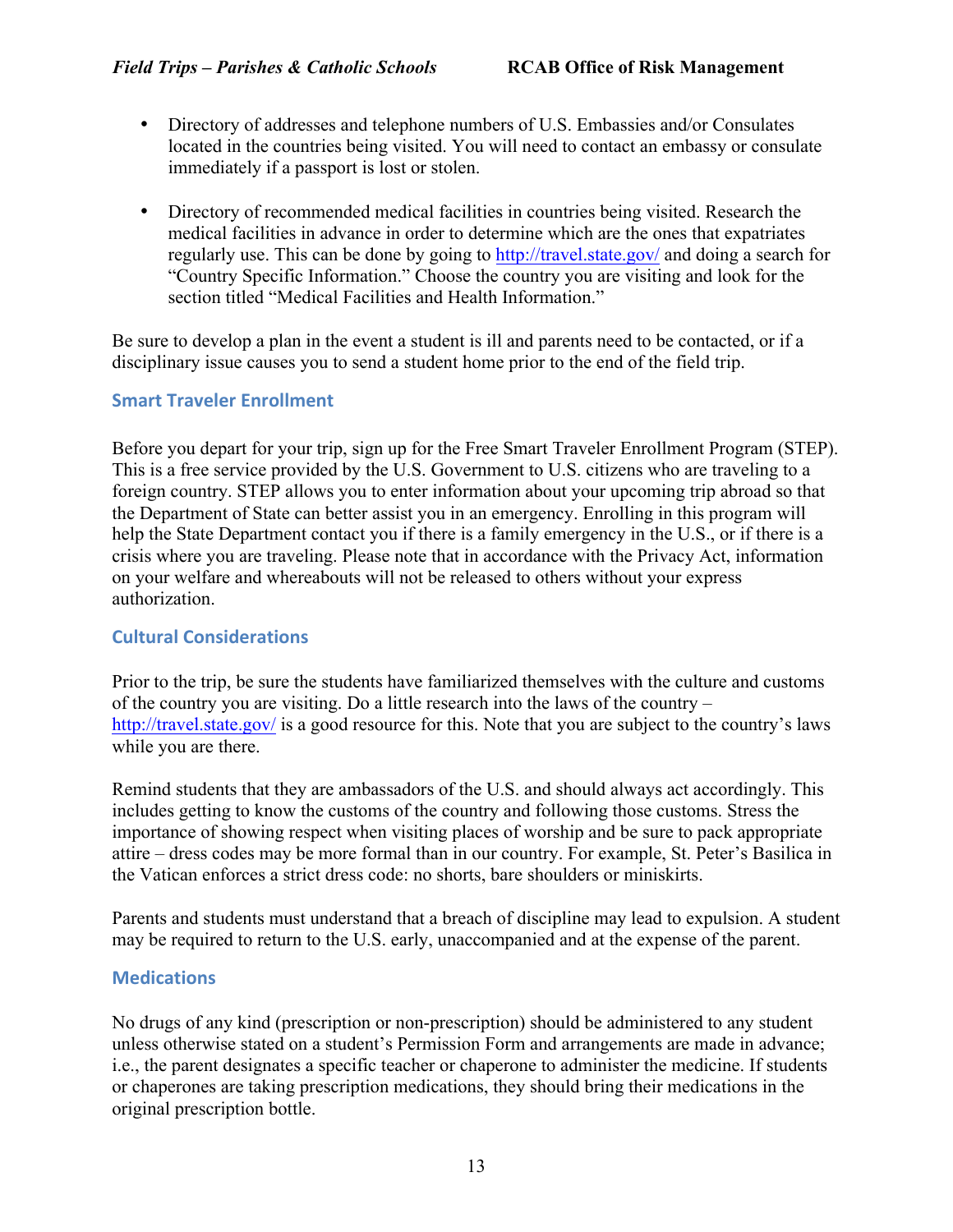- Directory of addresses and telephone numbers of U.S. Embassies and/or Consulates located in the countries being visited. You will need to contact an embassy or consulate immediately if a passport is lost or stolen.

- Directory of recommended medical facilities in countries being visited. Research the medical facilities in advance in order to determine which are the ones that expatriates regularly use. This can be done by going to http://travel.state.gov/ and doing a search for "Country Specific Information." Choose the country you are visiting and look for the section titled "Medical Facilities and Health Information."

Be sure to develop a plan in the event a student is ill and parents need to be contacted, or if a disciplinary issue causes you to send a student home prior to the end of the field trip.

### Smart Traveler Enrollment

Before you depart for your trip, sign up for the Free Smart Traveler Enrollment Program (STEP). This is a free service provided by the U.S. Government to U.S. citizens who are traveling to a foreign country. STEP allows you to enter information about your upcoming trip abroad so that the Department of State can better assist you in an emergency. Enrolling in this program will help the State Department contact you if there is a family emergency in the U.S., or if there is a crisis where you are traveling. Please note that in accordance with the Privacy Act, information on your welfare and whereabouts will not be released to others without your express authorization.

### Cultural Considerations

Prior to the trip, be sure the students have familiarized themselves with the culture and customs of the country you are visiting. Do a little research into the laws of the country – http://travel.state.gov/ is a good resource for this. Note that you are subject to the country's laws while you are there.

Remind students that they are ambassadors of the U.S. and should always act accordingly. This includes getting to know the customs of the country and following those customs. Stress the importance of showing respect when visiting places of worship and be sure to pack appropriate attire – dress codes may be more formal than in our country. For example, St. Peter's Basilica in the Vatican enforces a strict dress code: no shorts, bare shoulders or miniskirts.

Parents and students must understand that a breach of discipline may lead to expulsion. A student may be required to return to the U.S. early, unaccompanied and at the expense of the parent.

### Medications

No drugs of any kind (prescription or non-prescription) should be administered to any student unless otherwise stated on a student's Permission Form and arrangements are made in advance; i.e., the parent designates a specific teacher or chaperone to administer the medicine. If students or chaperones are taking prescription medications, they should bring their medications in the original prescription bottle.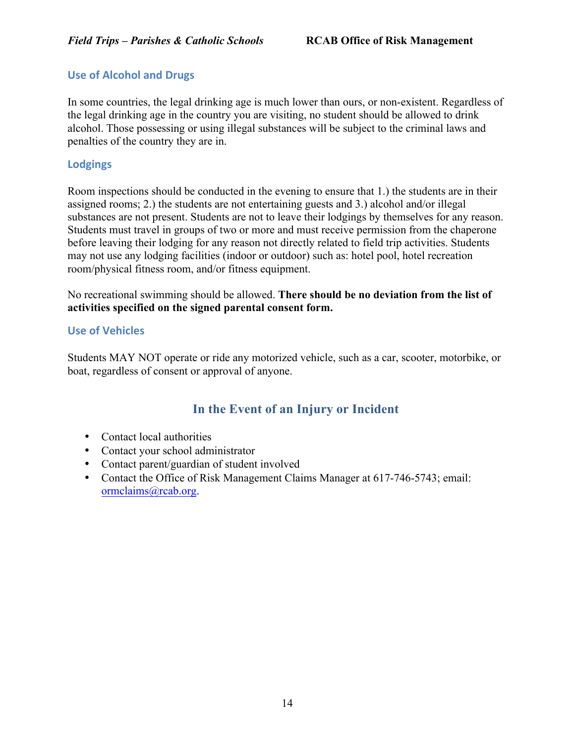## Use of Alcohol and Drugs

In some countries, the legal drinking age is much lower than ours, or non-existent. Regardless of the legal drinking age in the country you are visiting, no student should be allowed to drink alcohol. Those possessing or using illegal substances will be subject to the criminal laws and penalties of the country they are in.

## Lodgings

Room inspections should be conducted in the evening to ensure that 1.) the students are in their assigned rooms; 2.) the students are not entertaining guests and 3.) alcohol and/or illegal substances are not present. Students are not to leave their lodgings by themselves for any reason. Students must travel in groups of two or more and must receive permission from the chaperone before leaving their lodging for any reason not directly related to field trip activities. Students may not use any lodging facilities (indoor or outdoor) such as: hotel pool, hotel recreation room/physical fitness room, and/or fitness equipment.

No recreational swimming should be allowed. **There should be no deviation from the list of activities specified on the signed parental consent form.**

## Use of Vehicles

Students MAY NOT operate or ride any motorized vehicle, such as a car, scooter, motorbike, or boat, regardless of consent or approval of anyone.

# In the Event of an Injury or Incident

- Contact local authorities
- Contact your school administrator
- Contact parent/guardian of student involved
- Contact the Office of Risk Management Claims Manager at 617-746-5743; email: ormclaims@rcab.org.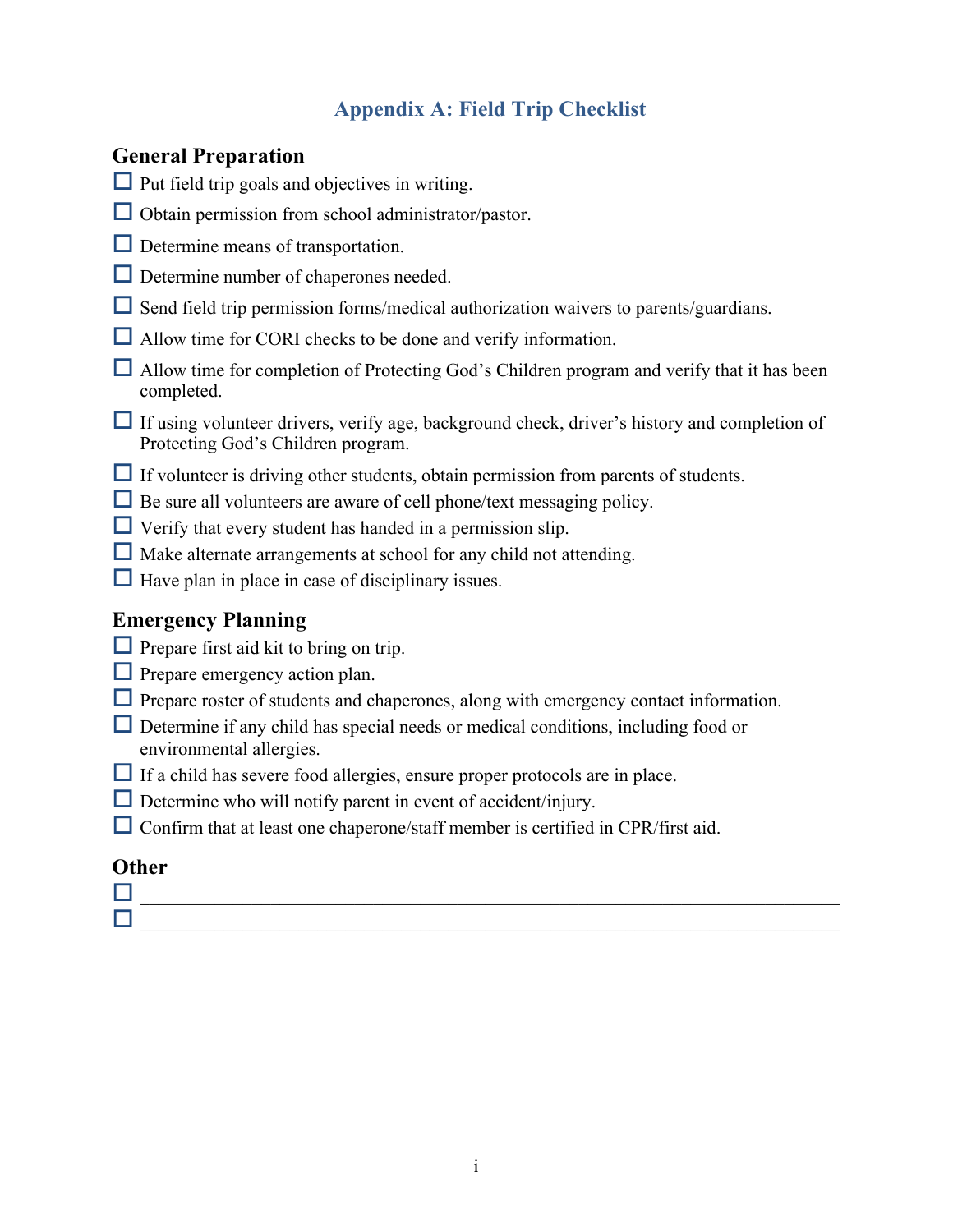# Appendix A: Field Trip Checklist

## General Preparation

- ☐ Put field trip goals and objectives in writing.
- ☐ Obtain permission from school administrator/pastor.
- ☐ Determine means of transportation.
- ☐ Determine number of chaperones needed.
- ☐ Send field trip permission forms/medical authorization waivers to parents/guardians.
- ☐ Allow time for CORI checks to be done and verify information.
- ☐ Allow time for completion of Protecting God's Children program and verify that it has been completed.
- ☐ If using volunteer drivers, verify age, background check, driver's history and completion of Protecting God's Children program.
- ☐ If volunteer is driving other students, obtain permission from parents of students.
- ☐ Be sure all volunteers are aware of cell phone/text messaging policy.
- ☐ Verify that every student has handed in a permission slip.
- ☐ Make alternate arrangements at school for any child not attending.
- ☐ Have plan in place in case of disciplinary issues.

## Emergency Planning

- ☐ Prepare first aid kit to bring on trip.
- ☐ Prepare emergency action plan.
- ☐ Prepare roster of students and chaperones, along with emergency contact information.
- ☐ Determine if any child has special needs or medical conditions, including food or environmental allergies.
- ☐ If a child has severe food allergies, ensure proper protocols are in place.
- ☐ Determine who will notify parent in event of accident/injury.
- ☐ Confirm that at least one chaperone/staff member is certified in CPR/first aid.

## Other

- ☐ ____________________________________________________________________
- ☐ ____________________________________________________________________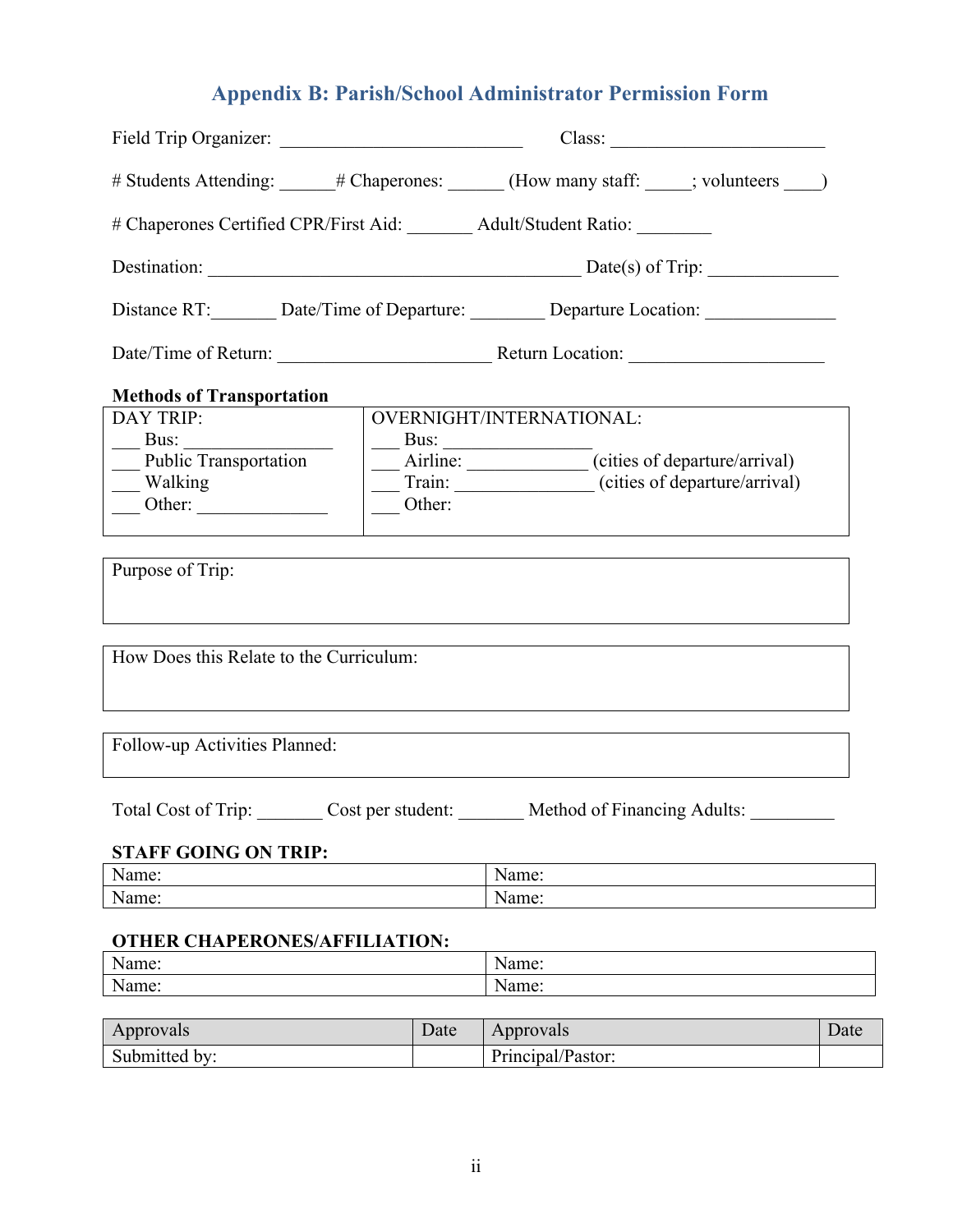## Appendix B: Parish/School Administrator Permission Form

Field Trip Organizer: ___________________________ Class: _______________________

# Students Attending: ______# Chaperones: ______ (How many staff: _____; volunteers ____)

# Chaperones Certified CPR/First Aid: _______ Adult/Student Ratio: ________

Destination: _________________________________________ Date(s) of Trip: ______________

Distance RT:_______ Date/Time of Departure: ________ Departure Location: ______________

Date/Time of Return: _______________________ Return Location: _____________________

**Methods of Transportation**

| DAY TRIP: | OVERNIGHT/INTERNATIONAL: |
|---|---|
| ___ Bus: ________________ | ___ Bus: ________________ |
| ___ Public Transportation | ___ Airline: _____________ (cities of departure/arrival) |
| ___ Walking | ___ Train: _______________ (cities of departure/arrival) |
| ___ Other: ______________ | ___ Other: |

| Purpose of Trip: |
|---|
| |

| How Does this Relate to the Curriculum: |
|---|
| |

| Follow-up Activities Planned: |
|---|
| |

Total Cost of Trip: _______ Cost per student: _______ Method of Financing Adults: _________

**STAFF GOING ON TRIP:**

| Name: | Name: |
|---|---|
| Name: | Name: |

**OTHER CHAPERONES/AFFILIATION:**

| Name: | Name: |
|---|---|
| Name: | Name: |

| Approvals | Date | Approvals | Date |
|---|---|---|---|
| Submitted by: | | Principal/Pastor: | |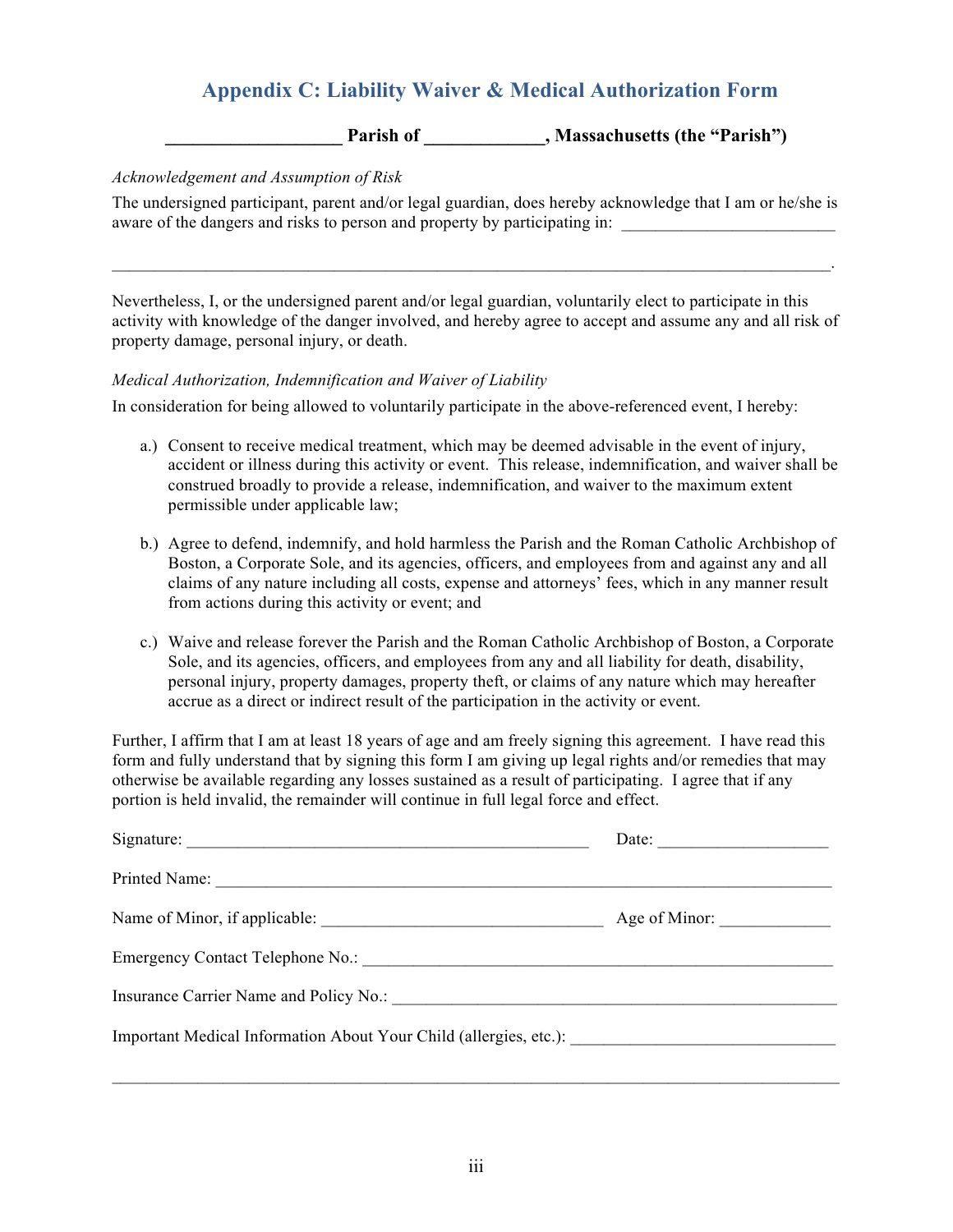## Appendix C: Liability Waiver & Medical Authorization Form

**___________________ Parish of _____________, Massachusetts (the "Parish")**

*Acknowledgement and Assumption of Risk*

The undersigned participant, parent and/or legal guardian, does hereby acknowledge that I am or he/she is aware of the dangers and risks to person and property by participating in: _________________________

_____________________________________________________________________________________.

Nevertheless, I, or the undersigned parent and/or legal guardian, voluntarily elect to participate in this activity with knowledge of the danger involved, and hereby agree to accept and assume any and all risk of property damage, personal injury, or death.

*Medical Authorization, Indemnification and Waiver of Liability*

In consideration for being allowed to voluntarily participate in the above-referenced event, I hereby:

a.) Consent to receive medical treatment, which may be deemed advisable in the event of injury, accident or illness during this activity or event. This release, indemnification, and waiver shall be construed broadly to provide a release, indemnification, and waiver to the maximum extent permissible under applicable law;

b.) Agree to defend, indemnify, and hold harmless the Parish and the Roman Catholic Archbishop of Boston, a Corporate Sole, and its agencies, officers, and employees from and against any and all claims of any nature including all costs, expense and attorneys' fees, which in any manner result from actions during this activity or event; and

c.) Waive and release forever the Parish and the Roman Catholic Archbishop of Boston, a Corporate Sole, and its agencies, officers, and employees from any and all liability for death, disability, personal injury, property damages, property theft, or claims of any nature which may hereafter accrue as a direct or indirect result of the participation in the activity or event.

Further, I affirm that I am at least 18 years of age and am freely signing this agreement. I have read this form and fully understand that by signing this form I am giving up legal rights and/or remedies that may otherwise be available regarding any losses sustained as a result of participating. I agree that if any portion is held invalid, the remainder will continue in full legal force and effect.

Signature: ________________________________________________ Date: ____________________

Printed Name: ___________________________________________________________________________

Name of Minor, if applicable: _________________________________ Age of Minor: _____________

Emergency Contact Telephone No.: _______________________________________________________

Insurance Carrier Name and Policy No.: ___________________________________________________

Important Medical Information About Your Child (allergies, etc.): ______________________________

_____________________________________________________________________________________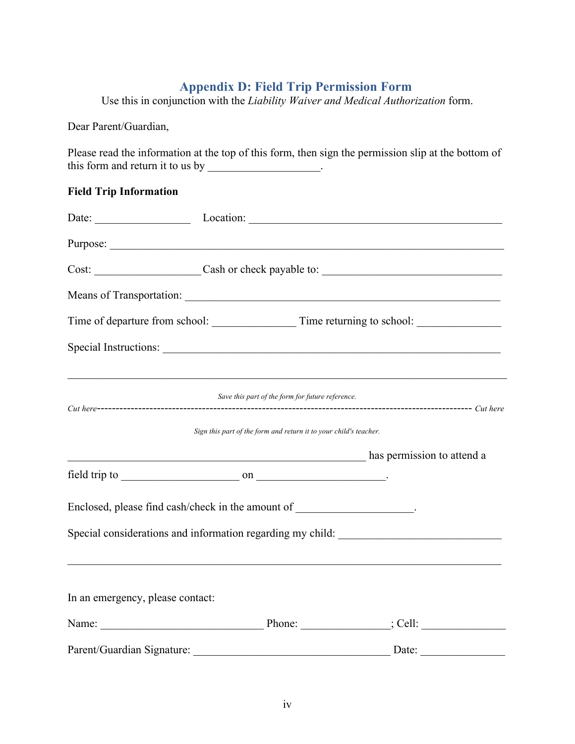## Appendix D: Field Trip Permission Form

Use this in conjunction with the *Liability Waiver and Medical Authorization* form.

Dear Parent/Guardian,

Please read the information at the top of this form, then sign the permission slip at the bottom of this form and return it to us by ____________________.

**Field Trip Information**

Date: _________________ Location: ______________________________________________

Purpose: ________________________________________________________________________

Cost: ___________________ Cash or check payable to: _________________________________

Means of Transportation: __________________________________________________________

Time of departure from school: _______________ Time returning to school: _______________

Special Instructions: ______________________________________________________________

___________________________________________________________________________________

*Save this part of the form for future reference.*

*Cut here*------------------------------------------------------------------------------------------------ *Cut here*

*Sign this part of the form and return it to your child's teacher.*

______________________________________________________ has permission to attend a field trip to _____________________ on _______________________.

Enclosed, please find cash/check in the amount of _____________________.

Special considerations and information regarding my child: _____________________________

___________________________________________________________________________________

In an emergency, please contact:

Name: ______________________________ Phone: ________________; Cell: _______________

Parent/Guardian Signature: ____________________________________ Date: _______________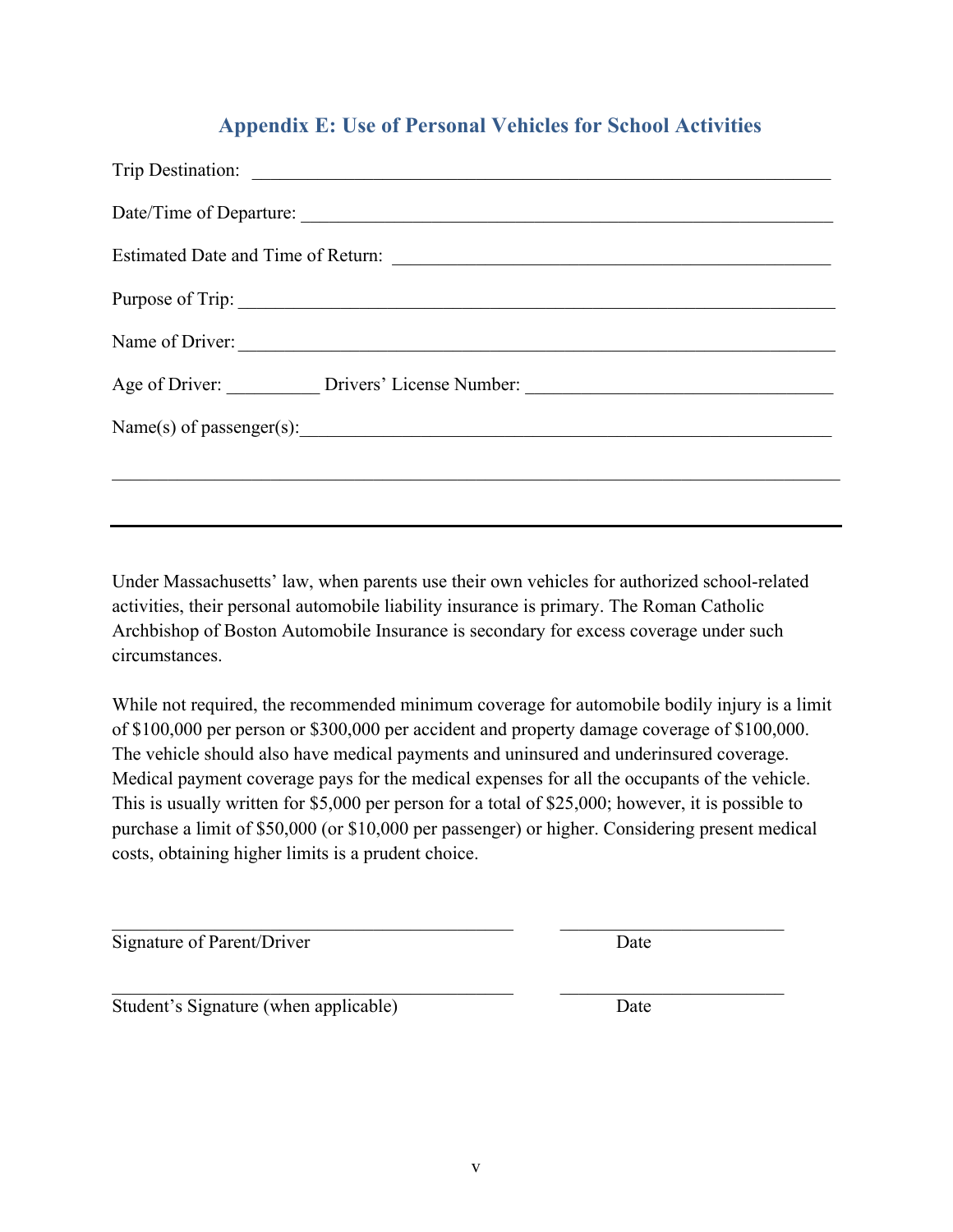## Appendix E: Use of Personal Vehicles for School Activities

Trip Destination: ____________________________________________________________

Date/Time of Departure: ______________________________________________________

Estimated Date and Time of Return: ____________________________________________

Purpose of Trip: ______________________________________________________________

Name of Driver: ______________________________________________________________

Age of Driver: __________ Drivers' License Number: _________________________________

Name(s) of passenger(s):_______________________________________________________

______________________________________________________________________________

---

Under Massachusetts' law, when parents use their own vehicles for authorized school-related activities, their personal automobile liability insurance is primary. The Roman Catholic Archbishop of Boston Automobile Insurance is secondary for excess coverage under such circumstances.

While not required, the recommended minimum coverage for automobile bodily injury is a limit of $100,000 per person or $300,000 per accident and property damage coverage of $100,000. The vehicle should also have medical payments and uninsured and underinsured coverage. Medical payment coverage pays for the medical expenses for all the occupants of the vehicle. This is usually written for $5,000 per person for a total of $25,000; however, it is possible to purchase a limit of $50,000 (or $10,000 per passenger) or higher. Considering present medical costs, obtaining higher limits is a prudent choice.

________________________________________ ________________________

Signature of Parent/Driver Date

________________________________________ ________________________

Student's Signature (when applicable) Date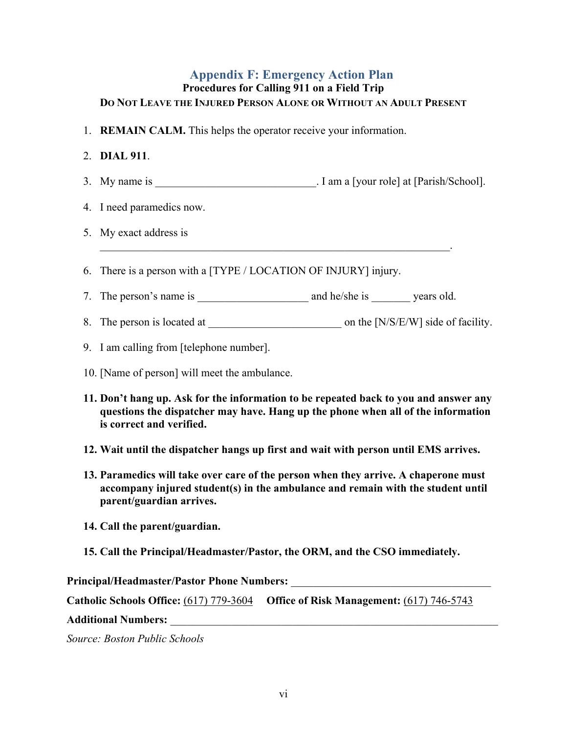## Appendix F: Emergency Action Plan

**Procedures for Calling 911 on a Field Trip**

**DO NOT LEAVE THE INJURED PERSON ALONE OR WITHOUT AN ADULT PRESENT**

1. **REMAIN CALM.** This helps the operator receive your information.
2. **DIAL 911**.
3. My name is ____________________________. I am a [your role] at [Parish/School].
4. I need paramedics now.
5. My exact address is ______________________________________________________________.
6. There is a person with a [TYPE / LOCATION OF INJURY] injury.
7. The person's name is ___________________ and he/she is _______ years old.
8. The person is located at ______________________ on the [N/S/E/W] side of facility.
9. I am calling from [telephone number].
10. [Name of person] will meet the ambulance.
11. **Don't hang up. Ask for the information to be repeated back to you and answer any questions the dispatcher may have. Hang up the phone when all of the information is correct and verified.**
12. **Wait until the dispatcher hangs up first and wait with person until EMS arrives.**
13. **Paramedics will take over care of the person when they arrive. A chaperone must accompany injured student(s) in the ambulance and remain with the student until parent/guardian arrives.**
14. **Call the parent/guardian.**
15. **Call the Principal/Headmaster/Pastor, the ORM, and the CSO immediately.**

**Principal/Headmaster/Pastor Phone Numbers:** ___________________________________

**Catholic Schools Office:** (617) 779-3604 **Office of Risk Management:** (617) 746-5743

**Additional Numbers:** _____________________________________________________________

*Source: Boston Public Schools*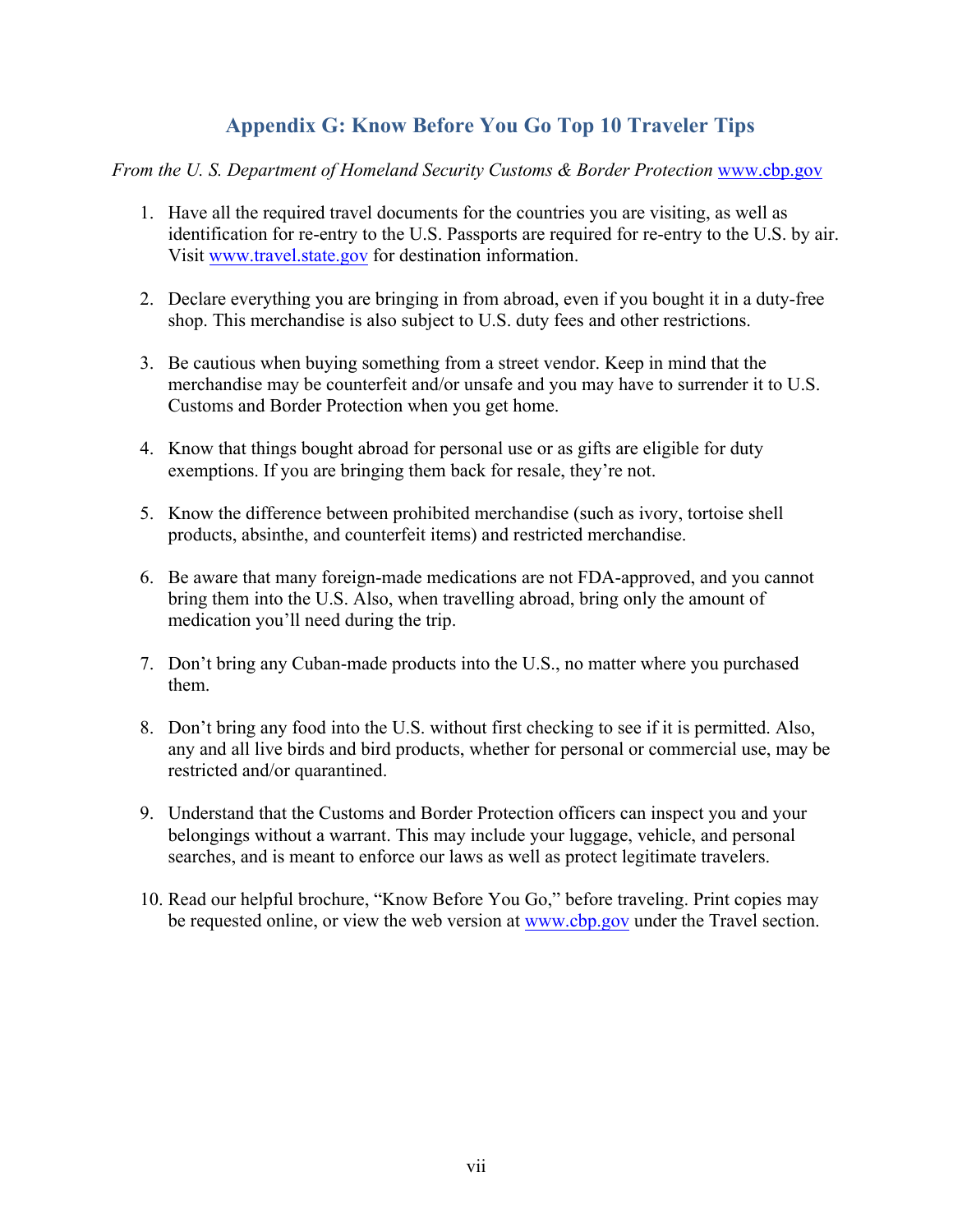## Appendix G: Know Before You Go Top 10 Traveler Tips

*From the U. S. Department of Homeland Security Customs & Border Protection* www.cbp.gov

1. Have all the required travel documents for the countries you are visiting, as well as identification for re-entry to the U.S. Passports are required for re-entry to the U.S. by air. Visit www.travel.state.gov for destination information.

2. Declare everything you are bringing in from abroad, even if you bought it in a duty-free shop. This merchandise is also subject to U.S. duty fees and other restrictions.

3. Be cautious when buying something from a street vendor. Keep in mind that the merchandise may be counterfeit and/or unsafe and you may have to surrender it to U.S. Customs and Border Protection when you get home.

4. Know that things bought abroad for personal use or as gifts are eligible for duty exemptions. If you are bringing them back for resale, they're not.

5. Know the difference between prohibited merchandise (such as ivory, tortoise shell products, absinthe, and counterfeit items) and restricted merchandise.

6. Be aware that many foreign-made medications are not FDA-approved, and you cannot bring them into the U.S. Also, when travelling abroad, bring only the amount of medication you'll need during the trip.

7. Don't bring any Cuban-made products into the U.S., no matter where you purchased them.

8. Don't bring any food into the U.S. without first checking to see if it is permitted. Also, any and all live birds and bird products, whether for personal or commercial use, may be restricted and/or quarantined.

9. Understand that the Customs and Border Protection officers can inspect you and your belongings without a warrant. This may include your luggage, vehicle, and personal searches, and is meant to enforce our laws as well as protect legitimate travelers.

10. Read our helpful brochure, "Know Before You Go," before traveling. Print copies may be requested online, or view the web version at www.cbp.gov under the Travel section.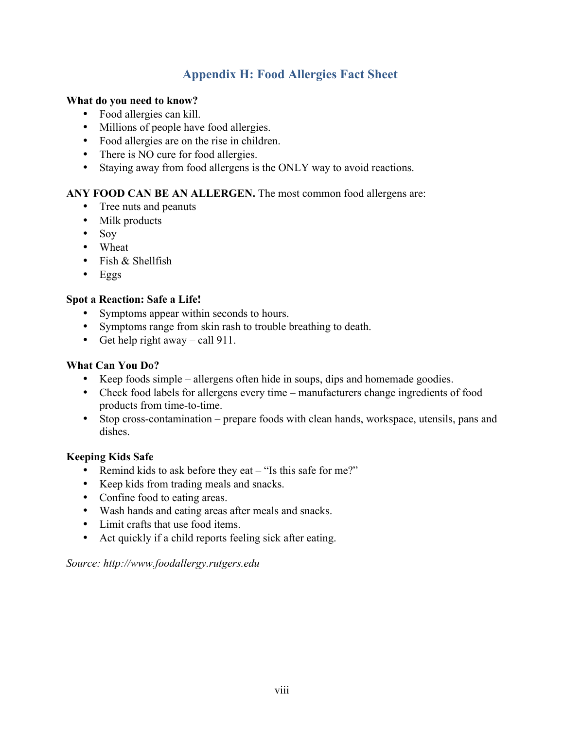# Appendix H: Food Allergies Fact Sheet

**What do you need to know?**

- Food allergies can kill.
- Millions of people have food allergies.
- Food allergies are on the rise in children.
- There is NO cure for food allergies.
- Staying away from food allergens is the ONLY way to avoid reactions.

**ANY FOOD CAN BE AN ALLERGEN.** The most common food allergens are:

- Tree nuts and peanuts
- Milk products
- Soy
- Wheat
- Fish & Shellfish
- Eggs

**Spot a Reaction: Safe a Life!**

- Symptoms appear within seconds to hours.
- Symptoms range from skin rash to trouble breathing to death.
- Get help right away – call 911.

**What Can You Do?**

- Keep foods simple – allergens often hide in soups, dips and homemade goodies.
- Check food labels for allergens every time – manufacturers change ingredients of food products from time-to-time.
- Stop cross-contamination – prepare foods with clean hands, workspace, utensils, pans and dishes.

**Keeping Kids Safe**

- Remind kids to ask before they eat – "Is this safe for me?"
- Keep kids from trading meals and snacks.
- Confine food to eating areas.
- Wash hands and eating areas after meals and snacks.
- Limit crafts that use food items.
- Act quickly if a child reports feeling sick after eating.

*Source: http://www.foodallergy.rutgers.edu*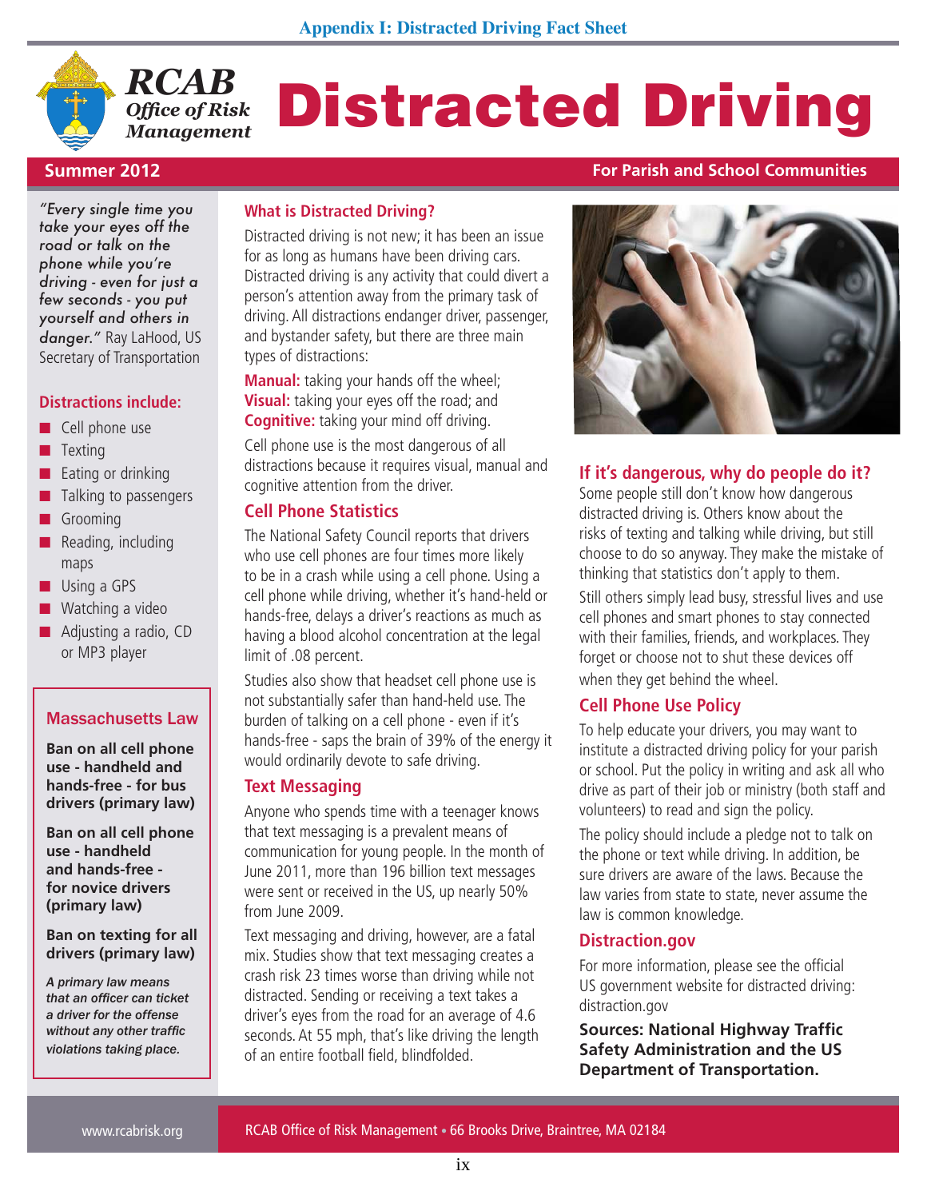## Appendix I: Distracted Driving Fact Sheet

**RCAB**
*Office of Risk Management*

# Distracted Driving

**Summer 2012** **For Parish and School Communities**

*"Every single time you take your eyes off the road or talk on the phone while you're driving - even for just a few seconds - you put yourself and others in danger."* Ray LaHood, US Secretary of Transportation

### Distractions include:

- Cell phone use
- Texting
- Eating or drinking
- Talking to passengers
- Grooming
- Reading, including maps
- Using a GPS
- Watching a video
- Adjusting a radio, CD or MP3 player

### Massachusetts Law

**Ban on all cell phone use - handheld and hands-free - for bus drivers (primary law)**

**Ban on all cell phone use - handheld and hands-free - for novice drivers (primary law)**

**Ban on texting for all drivers (primary law)**

***A primary law means that an officer can ticket a driver for the offense without any other traffic violations taking place.***

### What is Distracted Driving?

Distracted driving is not new; it has been an issue for as long as humans have been driving cars. Distracted driving is any activity that could divert a person's attention away from the primary task of driving. All distractions endanger driver, passenger, and bystander safety, but there are three main types of distractions:

**Manual:** taking your hands off the wheel;
**Visual:** taking your eyes off the road; and
**Cognitive:** taking your mind off driving.

Cell phone use is the most dangerous of all distractions because it requires visual, manual and cognitive attention from the driver.

### Cell Phone Statistics

The National Safety Council reports that drivers who use cell phones are four times more likely to be in a crash while using a cell phone. Using a cell phone while driving, whether it's hand-held or hands-free, delays a driver's reactions as much as having a blood alcohol concentration at the legal limit of .08 percent.

Studies also show that headset cell phone use is not substantially safer than hand-held use. The burden of talking on a cell phone - even if it's hands-free - saps the brain of 39% of the energy it would ordinarily devote to safe driving.

### Text Messaging

Anyone who spends time with a teenager knows that text messaging is a prevalent means of communication for young people. In the month of June 2011, more than 196 billion text messages were sent or received in the US, up nearly 50% from June 2009.

Text messaging and driving, however, are a fatal mix. Studies show that text messaging creates a crash risk 23 times worse than driving while not distracted. Sending or receiving a text takes a driver's eyes from the road for an average of 4.6 seconds. At 55 mph, that's like driving the length of an entire football field, blindfolded.

### If it's dangerous, why do people do it?

Some people still don't know how dangerous distracted driving is. Others know about the risks of texting and talking while driving, but still choose to do so anyway. They make the mistake of thinking that statistics don't apply to them.

Still others simply lead busy, stressful lives and use cell phones and smart phones to stay connected with their families, friends, and workplaces. They forget or choose not to shut these devices off when they get behind the wheel.

### Cell Phone Use Policy

To help educate your drivers, you may want to institute a distracted driving policy for your parish or school. Put the policy in writing and ask all who drive as part of their job or ministry (both staff and volunteers) to read and sign the policy.

The policy should include a pledge not to talk on the phone or text while driving. In addition, be sure drivers are aware of the laws. Because the law varies from state to state, never assume the law is common knowledge.

### Distraction.gov

For more information, please see the official US government website for distracted driving: distraction.gov

**Sources: National Highway Traffic Safety Administration and the US Department of Transportation.**

www.rcabrisk.org RCAB Office of Risk Management • 66 Brooks Drive, Braintree, MA 02184